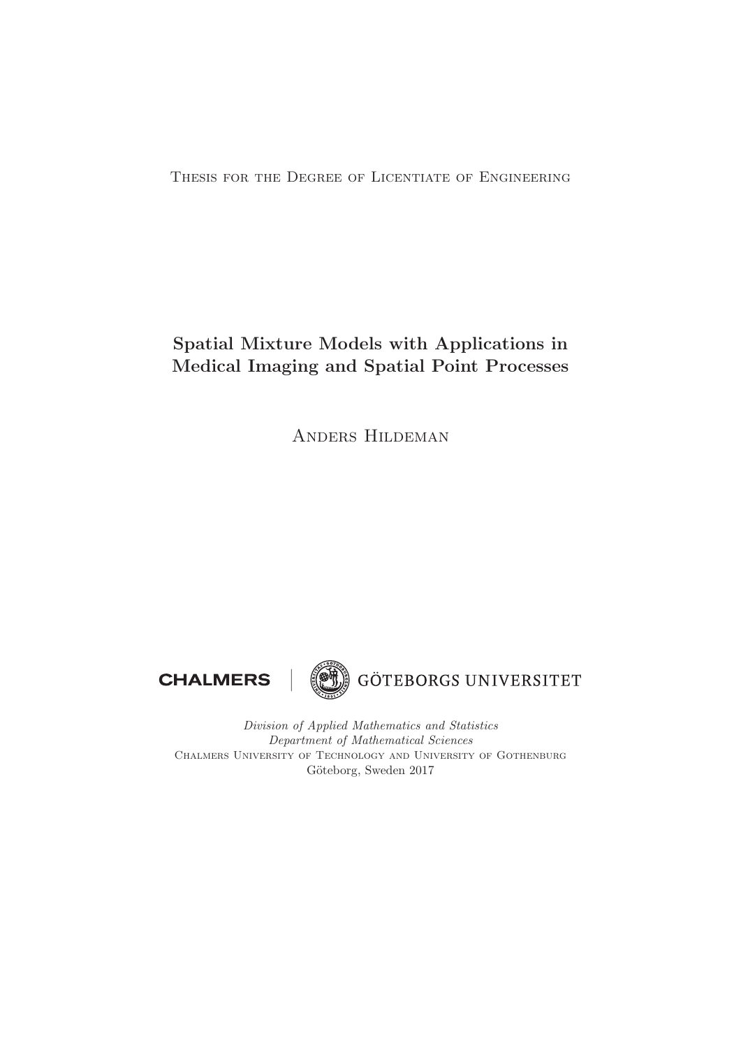Thesis for the Degree of Licentiate of Engineering

# Spatial Mixture Models with Applications in Medical Imaging and Spatial Point Processes

Anders Hildeman

CHALMERS | GÖTEBORGS UNIVERSITET

*Division of Applied Mathematics and Statistics*
*Department of Mathematical Sciences*
Chalmers University of Technology and University of Gothenburg
Göteborg, Sweden 2017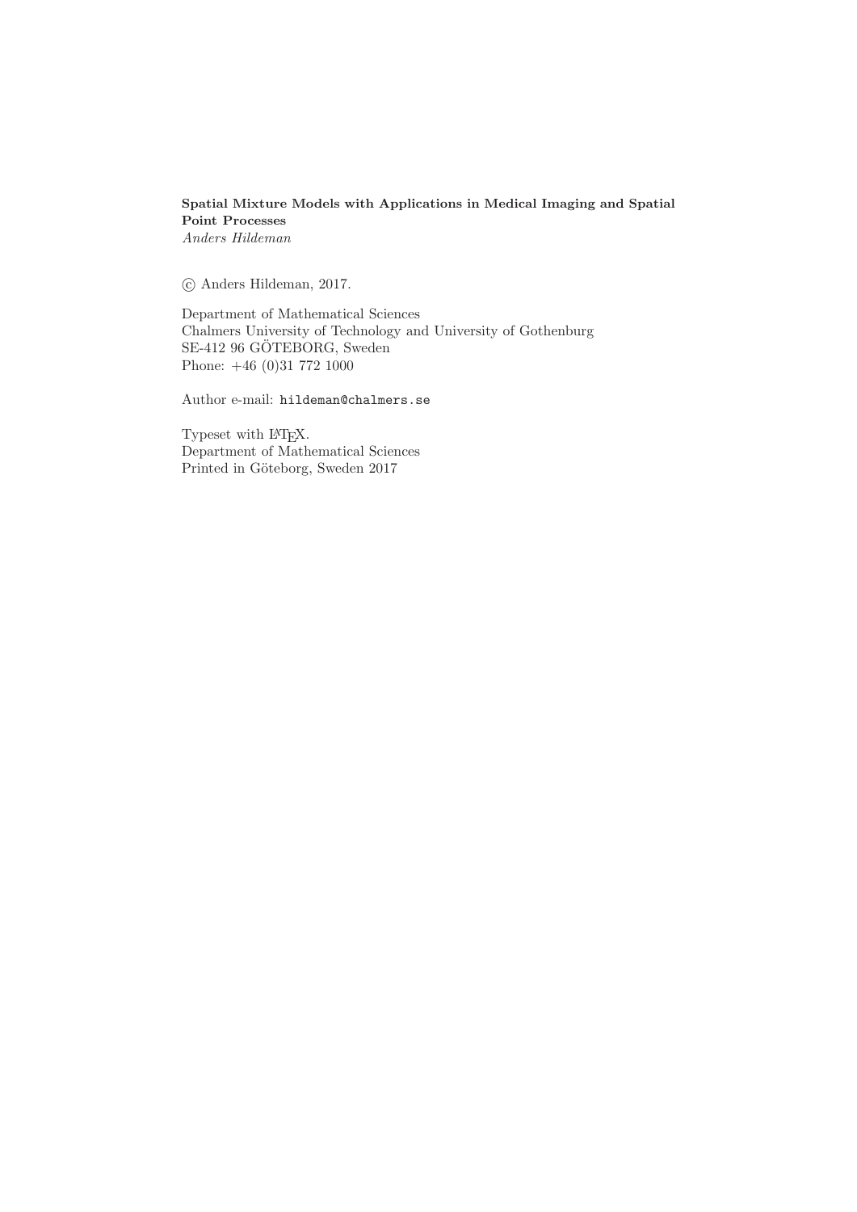**Spatial Mixture Models with Applications in Medical Imaging and Spatial Point Processes**
*Anders Hildeman*

© Anders Hildeman, 2017.

Department of Mathematical Sciences
Chalmers University of Technology and University of Gothenburg
SE-412 96 GÖTEBORG, Sweden
Phone: +46 (0)31 772 1000

Author e-mail: `hildeman@chalmers.se`

Typeset with LaTeX.
Department of Mathematical Sciences
Printed in Göteborg, Sweden 2017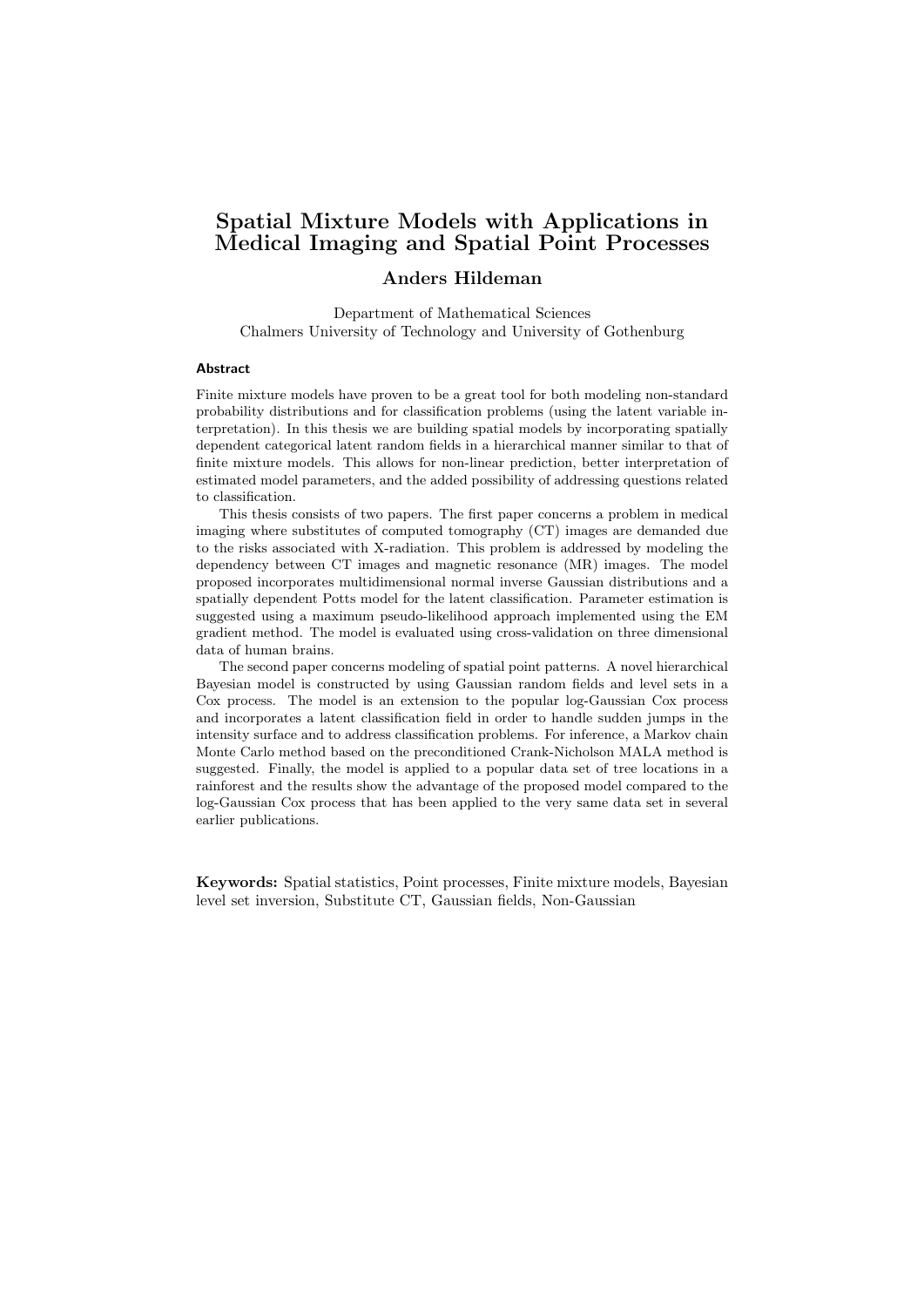# Spatial Mixture Models with Applications in Medical Imaging and Spatial Point Processes

## Anders Hildeman

Department of Mathematical Sciences
Chalmers University of Technology and University of Gothenburg

### Abstract

Finite mixture models have proven to be a great tool for both modeling non-standard probability distributions and for classification problems (using the latent variable interpretation). In this thesis we are building spatial models by incorporating spatially dependent categorical latent random fields in a hierarchical manner similar to that of finite mixture models. This allows for non-linear prediction, better interpretation of estimated model parameters, and the added possibility of addressing questions related to classification.

This thesis consists of two papers. The first paper concerns a problem in medical imaging where substitutes of computed tomography (CT) images are demanded due to the risks associated with X-radiation. This problem is addressed by modeling the dependency between CT images and magnetic resonance (MR) images. The model proposed incorporates multidimensional normal inverse Gaussian distributions and a spatially dependent Potts model for the latent classification. Parameter estimation is suggested using a maximum pseudo-likelihood approach implemented using the EM gradient method. The model is evaluated using cross-validation on three dimensional data of human brains.

The second paper concerns modeling of spatial point patterns. A novel hierarchical Bayesian model is constructed by using Gaussian random fields and level sets in a Cox process. The model is an extension to the popular log-Gaussian Cox process and incorporates a latent classification field in order to handle sudden jumps in the intensity surface and to address classification problems. For inference, a Markov chain Monte Carlo method based on the preconditioned Crank-Nicholson MALA method is suggested. Finally, the model is applied to a popular data set of tree locations in a rainforest and the results show the advantage of the proposed model compared to the log-Gaussian Cox process that has been applied to the very same data set in several earlier publications.

**Keywords:** Spatial statistics, Point processes, Finite mixture models, Bayesian level set inversion, Substitute CT, Gaussian fields, Non-Gaussian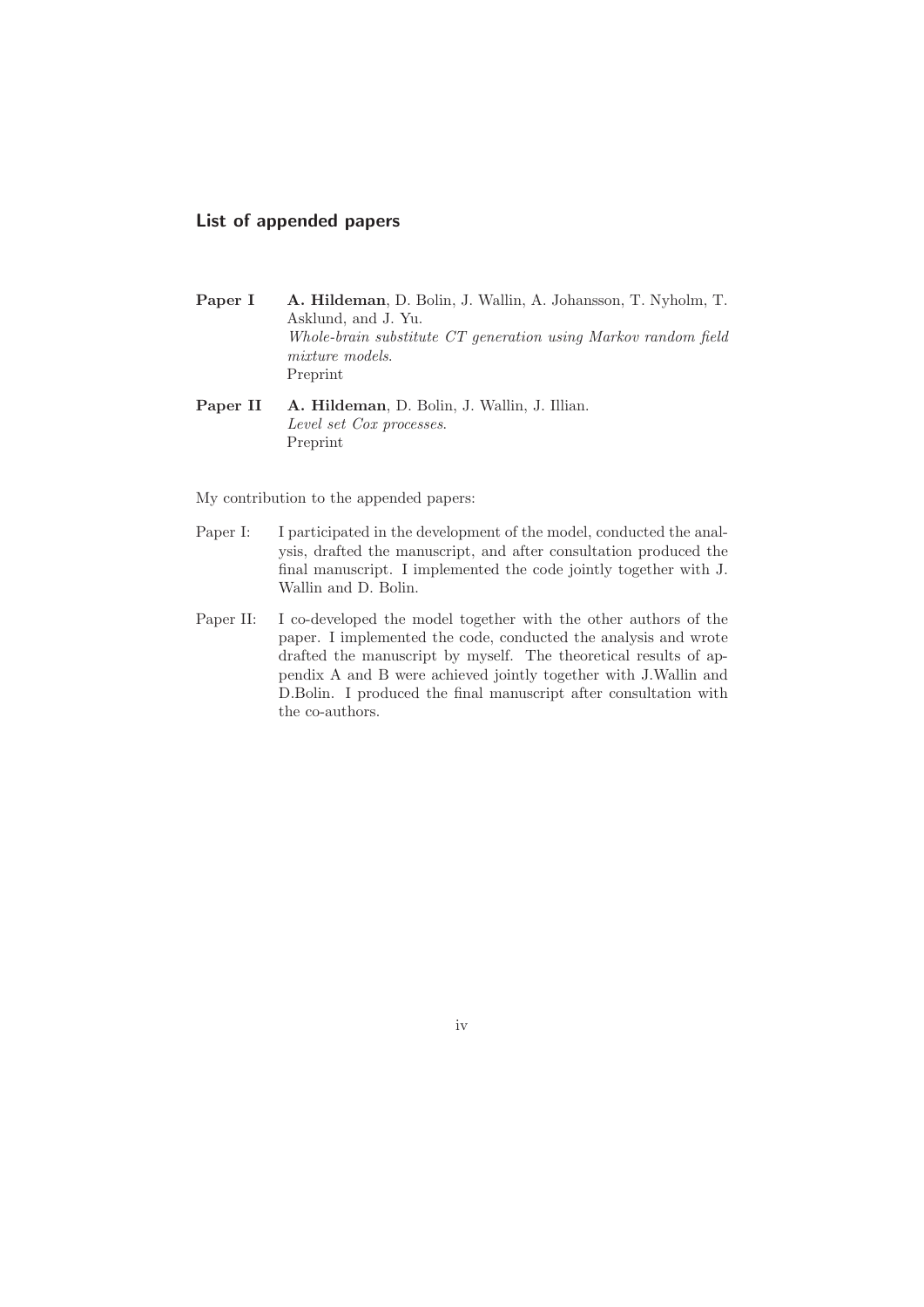## List of appended papers

**Paper I** &nbsp; **A. Hildeman**, D. Bolin, J. Wallin, A. Johansson, T. Nyholm, T. Asklund, and J. Yu.
*Whole-brain substitute CT generation using Markov random field mixture models*.
Preprint

**Paper II** &nbsp; **A. Hildeman**, D. Bolin, J. Wallin, J. Illian.
*Level set Cox processes*.
Preprint

My contribution to the appended papers:

Paper I: I participated in the development of the model, conducted the analysis, drafted the manuscript, and after consultation produced the final manuscript. I implemented the code jointly together with J. Wallin and D. Bolin.

Paper II: I co-developed the model together with the other authors of the paper. I implemented the code, conducted the analysis and wrote drafted the manuscript by myself. The theoretical results of appendix A and B were achieved jointly together with J.Wallin and D.Bolin. I produced the final manuscript after consultation with the co-authors.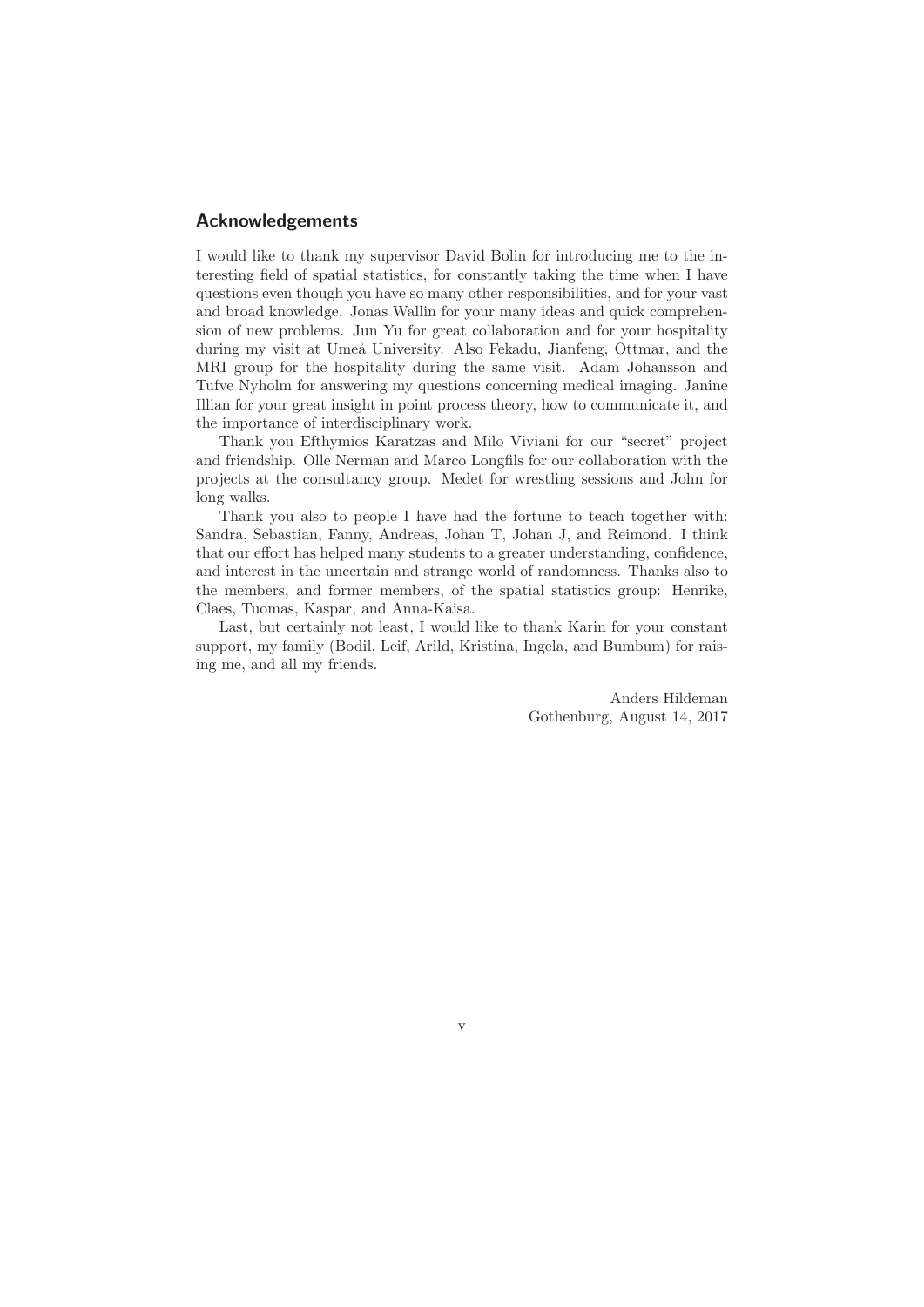## Acknowledgements

I would like to thank my supervisor David Bolin for introducing me to the interesting field of spatial statistics, for constantly taking the time when I have questions even though you have so many other responsibilities, and for your vast and broad knowledge. Jonas Wallin for your many ideas and quick comprehension of new problems. Jun Yu for great collaboration and for your hospitality during my visit at Umeå University. Also Fekadu, Jianfeng, Ottmar, and the MRI group for the hospitality during the same visit. Adam Johansson and Tufve Nyholm for answering my questions concerning medical imaging. Janine Illian for your great insight in point process theory, how to communicate it, and the importance of interdisciplinary work.

Thank you Efthymios Karatzas and Milo Viviani for our "secret" project and friendship. Olle Nerman and Marco Longfils for our collaboration with the projects at the consultancy group. Medet for wrestling sessions and John for long walks.

Thank you also to people I have had the fortune to teach together with: Sandra, Sebastian, Fanny, Andreas, Johan T, Johan J, and Reimond. I think that our effort has helped many students to a greater understanding, confidence, and interest in the uncertain and strange world of randomness. Thanks also to the members, and former members, of the spatial statistics group: Henrike, Claes, Tuomas, Kaspar, and Anna-Kaisa.

Last, but certainly not least, I would like to thank Karin for your constant support, my family (Bodil, Leif, Arild, Kristina, Ingela, and Bumbum) for raising me, and all my friends.

Anders Hildeman
Gothenburg, August 14, 2017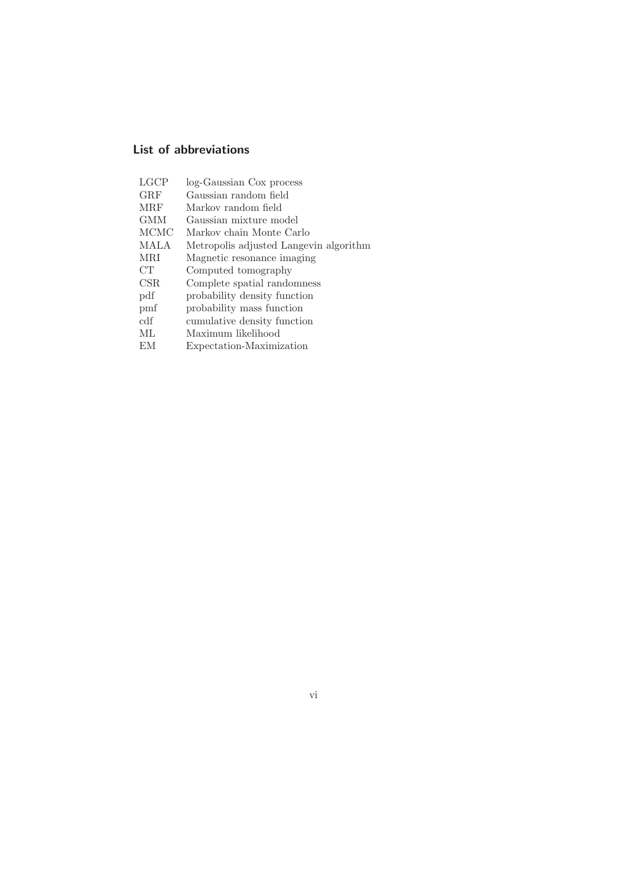## List of abbreviations

| | |
|---|---|
| LGCP | log-Gaussian Cox process |
| GRF | Gaussian random field |
| MRF | Markov random field |
| GMM | Gaussian mixture model |
| MCMC | Markov chain Monte Carlo |
| MALA | Metropolis adjusted Langevin algorithm |
| MRI | Magnetic resonance imaging |
| CT | Computed tomography |
| CSR | Complete spatial randomness |
| pdf | probability density function |
| pmf | probability mass function |
| cdf | cumulative density function |
| ML | Maximum likelihood |
| EM | Expectation-Maximization |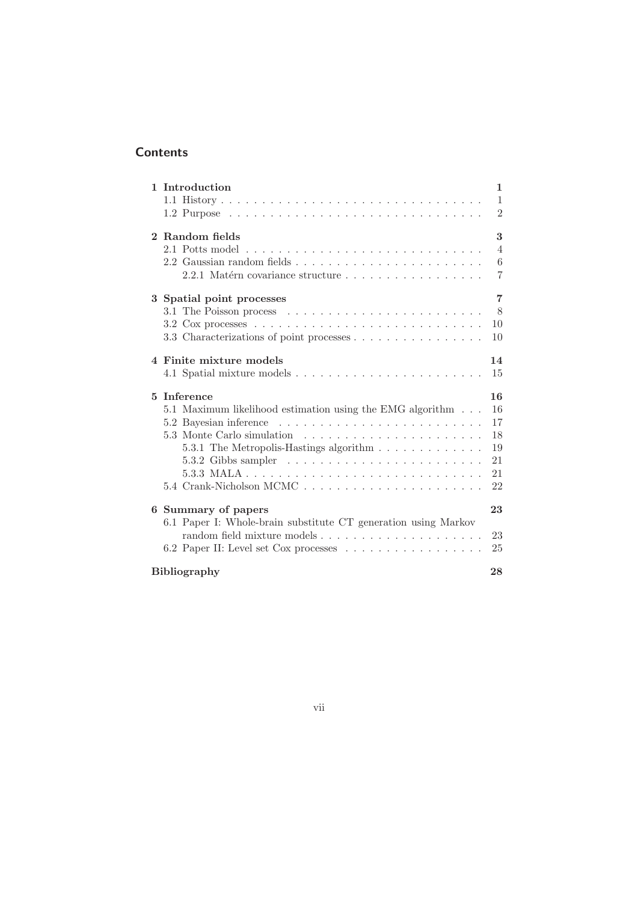# Contents

| | |
|---|---|
| **1 Introduction** | **1** |
| 1.1 History | 1 |
| 1.2 Purpose | 2 |
| **2 Random fields** | **3** |
| 2.1 Potts model | 4 |
| 2.2 Gaussian random fields | 6 |
| 2.2.1 Matérn covariance structure | 7 |
| **3 Spatial point processes** | **7** |
| 3.1 The Poisson process | 8 |
| 3.2 Cox processes | 10 |
| 3.3 Characterizations of point processes | 10 |
| **4 Finite mixture models** | **14** |
| 4.1 Spatial mixture models | 15 |
| **5 Inference** | **16** |
| 5.1 Maximum likelihood estimation using the EMG algorithm | 16 |
| 5.2 Bayesian inference | 17 |
| 5.3 Monte Carlo simulation | 18 |
| 5.3.1 The Metropolis-Hastings algorithm | 19 |
| 5.3.2 Gibbs sampler | 21 |
| 5.3.3 MALA | 21 |
| 5.4 Crank-Nicholson MCMC | 22 |
| **6 Summary of papers** | **23** |
| 6.1 Paper I: Whole-brain substitute CT generation using Markov random field mixture models | 23 |
| 6.2 Paper II: Level set Cox processes | 25 |
| **Bibliography** | **28** |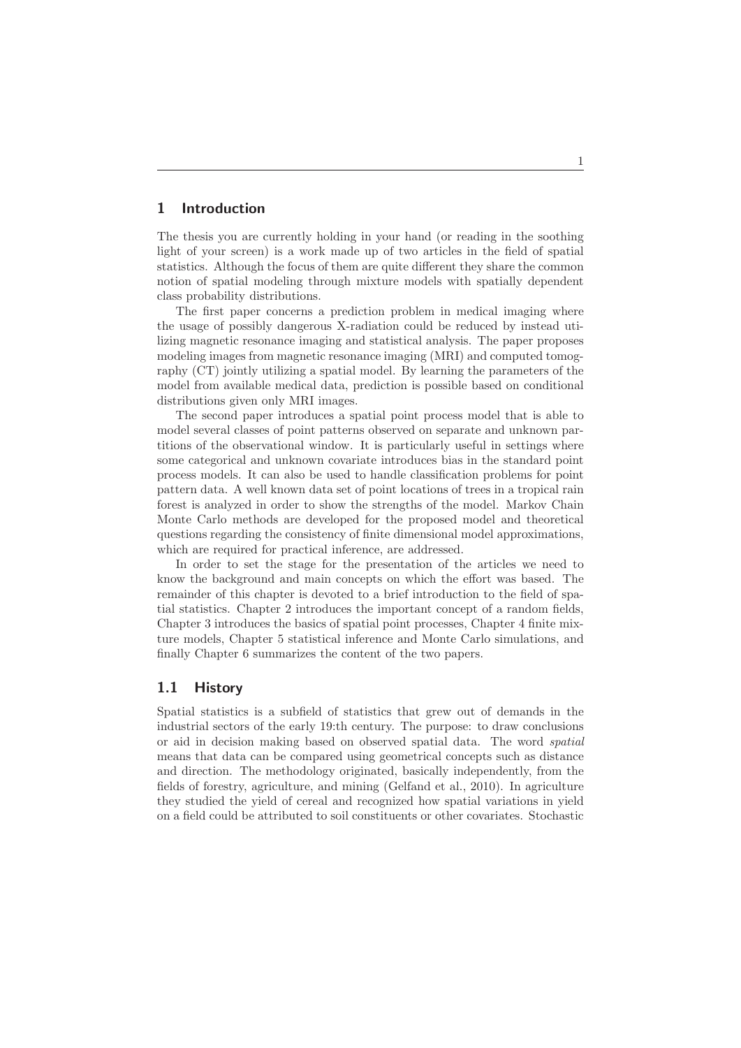# 1 Introduction

The thesis you are currently holding in your hand (or reading in the soothing light of your screen) is a work made up of two articles in the field of spatial statistics. Although the focus of them are quite different they share the common notion of spatial modeling through mixture models with spatially dependent class probability distributions.

The first paper concerns a prediction problem in medical imaging where the usage of possibly dangerous X-radiation could be reduced by instead utilizing magnetic resonance imaging and statistical analysis. The paper proposes modeling images from magnetic resonance imaging (MRI) and computed tomography (CT) jointly utilizing a spatial model. By learning the parameters of the model from available medical data, prediction is possible based on conditional distributions given only MRI images.

The second paper introduces a spatial point process model that is able to model several classes of point patterns observed on separate and unknown partitions of the observational window. It is particularly useful in settings where some categorical and unknown covariate introduces bias in the standard point process models. It can also be used to handle classification problems for point pattern data. A well known data set of point locations of trees in a tropical rain forest is analyzed in order to show the strengths of the model. Markov Chain Monte Carlo methods are developed for the proposed model and theoretical questions regarding the consistency of finite dimensional model approximations, which are required for practical inference, are addressed.

In order to set the stage for the presentation of the articles we need to know the background and main concepts on which the effort was based. The remainder of this chapter is devoted to a brief introduction to the field of spatial statistics. Chapter 2 introduces the important concept of a random fields, Chapter 3 introduces the basics of spatial point processes, Chapter 4 finite mixture models, Chapter 5 statistical inference and Monte Carlo simulations, and finally Chapter 6 summarizes the content of the two papers.

## 1.1 History

Spatial statistics is a subfield of statistics that grew out of demands in the industrial sectors of the early 19:th century. The purpose: to draw conclusions or aid in decision making based on observed spatial data. The word *spatial* means that data can be compared using geometrical concepts such as distance and direction. The methodology originated, basically independently, from the fields of forestry, agriculture, and mining (Gelfand et al., 2010). In agriculture they studied the yield of cereal and recognized how spatial variations in yield on a field could be attributed to soil constituents or other covariates. Stochastic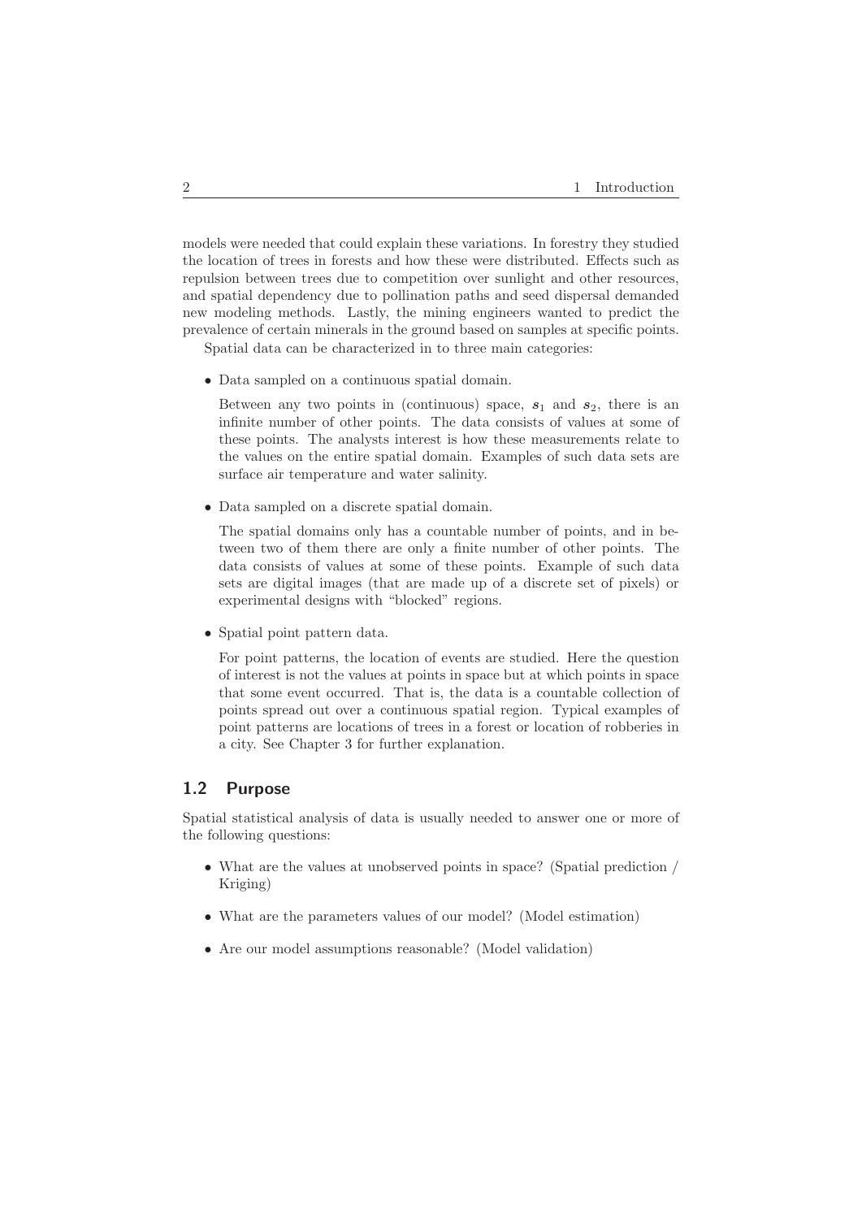models were needed that could explain these variations. In forestry they studied the location of trees in forests and how these were distributed. Effects such as repulsion between trees due to competition over sunlight and other resources, and spatial dependency due to pollination paths and seed dispersal demanded new modeling methods. Lastly, the mining engineers wanted to predict the prevalence of certain minerals in the ground based on samples at specific points.

Spatial data can be characterized in to three main categories:

- Data sampled on a continuous spatial domain.

  Between any two points in (continuous) space, $\boldsymbol{s}_1$ and $\boldsymbol{s}_2$, there is an infinite number of other points. The data consists of values at some of these points. The analysts interest is how these measurements relate to the values on the entire spatial domain. Examples of such data sets are surface air temperature and water salinity.

- Data sampled on a discrete spatial domain.

  The spatial domains only has a countable number of points, and in between two of them there are only a finite number of other points. The data consists of values at some of these points. Example of such data sets are digital images (that are made up of a discrete set of pixels) or experimental designs with "blocked" regions.

- Spatial point pattern data.

  For point patterns, the location of events are studied. Here the question of interest is not the values at points in space but at which points in space that some event occurred. That is, the data is a countable collection of points spread out over a continuous spatial region. Typical examples of point patterns are locations of trees in a forest or location of robberies in a city. See Chapter 3 for further explanation.

## 1.2 Purpose

Spatial statistical analysis of data is usually needed to answer one or more of the following questions:

- What are the values at unobserved points in space? (Spatial prediction / Kriging)
- What are the parameters values of our model? (Model estimation)
- Are our model assumptions reasonable? (Model validation)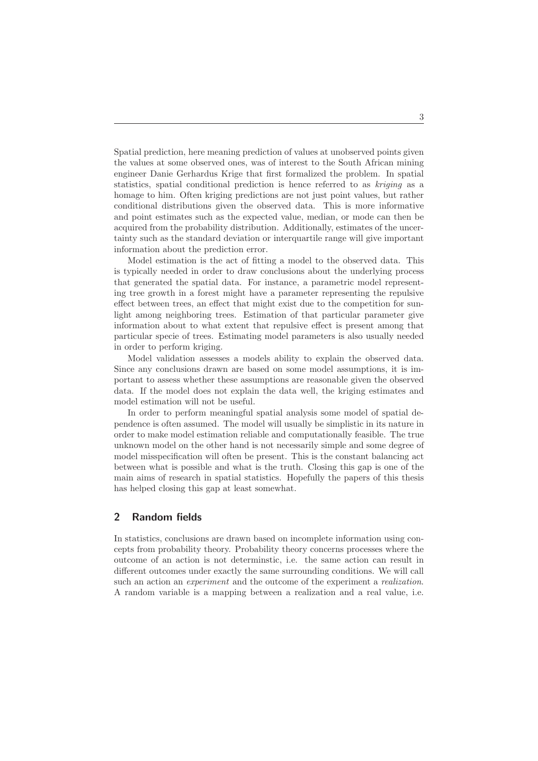Spatial prediction, here meaning prediction of values at unobserved points given the values at some observed ones, was of interest to the South African mining engineer Danie Gerhardus Krige that first formalized the problem. In spatial statistics, spatial conditional prediction is hence referred to as *kriging* as a homage to him. Often kriging predictions are not just point values, but rather conditional distributions given the observed data. This is more informative and point estimates such as the expected value, median, or mode can then be acquired from the probability distribution. Additionally, estimates of the uncertainty such as the standard deviation or interquartile range will give important information about the prediction error.

Model estimation is the act of fitting a model to the observed data. This is typically needed in order to draw conclusions about the underlying process that generated the spatial data. For instance, a parametric model representing tree growth in a forest might have a parameter representing the repulsive effect between trees, an effect that might exist due to the competition for sunlight among neighboring trees. Estimation of that particular parameter give information about to what extent that repulsive effect is present among that particular specie of trees. Estimating model parameters is also usually needed in order to perform kriging.

Model validation assesses a models ability to explain the observed data. Since any conclusions drawn are based on some model assumptions, it is important to assess whether these assumptions are reasonable given the observed data. If the model does not explain the data well, the kriging estimates and model estimation will not be useful.

In order to perform meaningful spatial analysis some model of spatial dependence is often assumed. The model will usually be simplistic in its nature in order to make model estimation reliable and computationally feasible. The true unknown model on the other hand is not necessarily simple and some degree of model misspecification will often be present. This is the constant balancing act between what is possible and what is the truth. Closing this gap is one of the main aims of research in spatial statistics. Hopefully the papers of this thesis has helped closing this gap at least somewhat.

## 2 Random fields

In statistics, conclusions are drawn based on incomplete information using concepts from probability theory. Probability theory concerns processes where the outcome of an action is not determinstic, i.e. the same action can result in different outcomes under exactly the same surrounding conditions. We will call such an action an *experiment* and the outcome of the experiment a *realization*. A random variable is a mapping between a realization and a real value, i.e.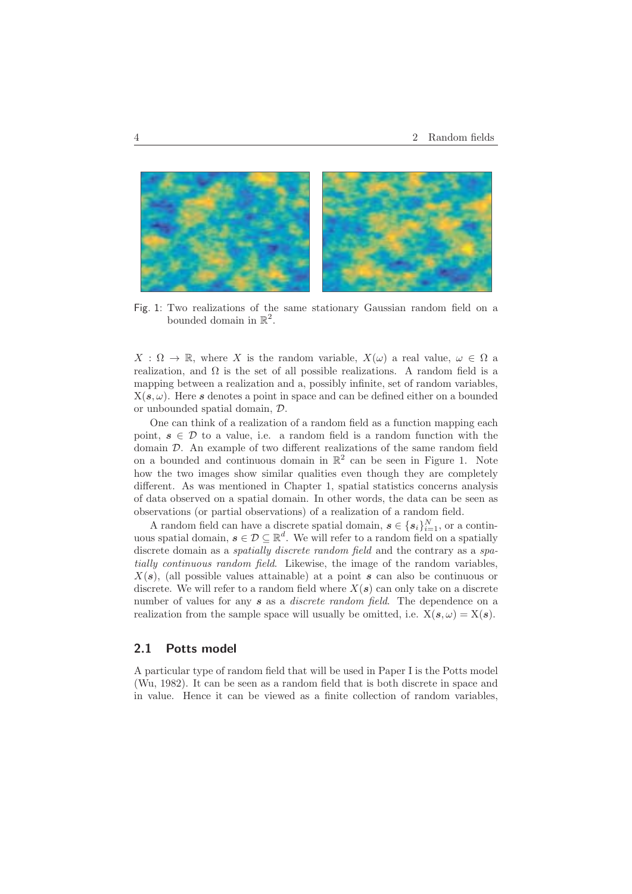Fig. 1: Two realizations of the same stationary Gaussian random field on a bounded domain in $\mathbb{R}^2$.

$X : \Omega \to \mathbb{R}$, where $X$ is the random variable, $X(\omega)$ a real value, $\omega \in \Omega$ a realization, and $\Omega$ is the set of all possible realizations. A random field is a mapping between a realization and a, possibly infinite, set of random variables, $\mathrm{X}(\boldsymbol{s}, \omega)$. Here $\boldsymbol{s}$ denotes a point in space and can be defined either on a bounded or unbounded spatial domain, $\mathcal{D}$.

One can think of a realization of a random field as a function mapping each point, $\boldsymbol{s} \in \mathcal{D}$ to a value, i.e. a random field is a random function with the domain $\mathcal{D}$. An example of two different realizations of the same random field on a bounded and continuous domain in $\mathbb{R}^2$ can be seen in Figure 1. Note how the two images show similar qualities even though they are completely different. As was mentioned in Chapter 1, spatial statistics concerns analysis of data observed on a spatial domain. In other words, the data can be seen as observations (or partial observations) of a realization of a random field.

A random field can have a discrete spatial domain, $\boldsymbol{s} \in \{\boldsymbol{s}_i\}_{i=1}^N$, or a continuous spatial domain, $\boldsymbol{s} \in \mathcal{D} \subseteq \mathbb{R}^d$. We will refer to a random field on a spatially discrete domain as a *spatially discrete random field* and the contrary as a *spatially continuous random field*. Likewise, the image of the random variables, $X(\boldsymbol{s})$, (all possible values attainable) at a point $\boldsymbol{s}$ can also be continuous or discrete. We will refer to a random field where $X(\boldsymbol{s})$ can only take on a discrete number of values for any $\boldsymbol{s}$ as a *discrete random field*. The dependence on a realization from the sample space will usually be omitted, i.e. $\mathrm{X}(\boldsymbol{s}, \omega) = \mathrm{X}(\boldsymbol{s})$.

## 2.1 Potts model

A particular type of random field that will be used in Paper I is the Potts model (Wu, 1982). It can be seen as a random field that is both discrete in space and in value. Hence it can be viewed as a finite collection of random variables,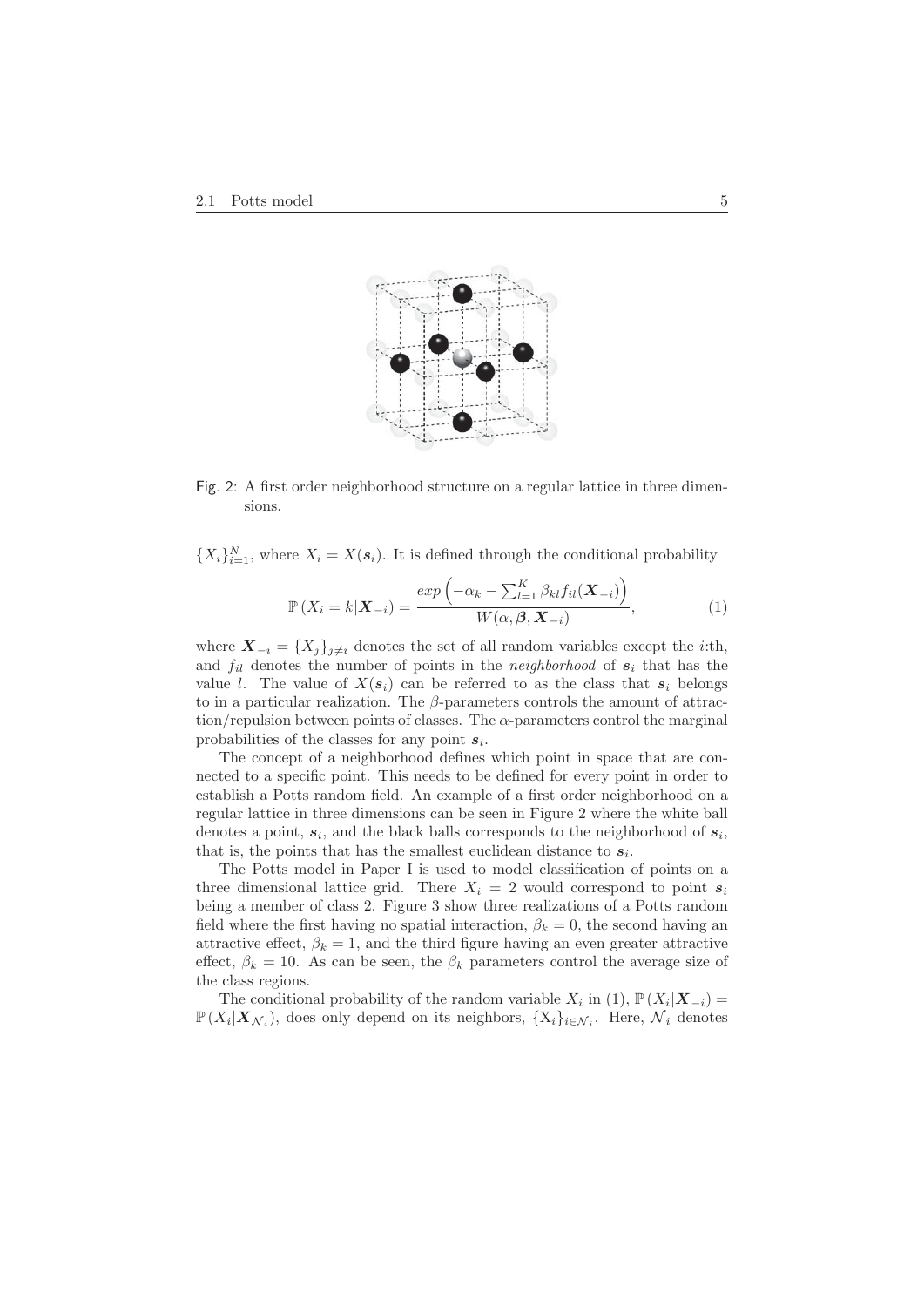Fig. 2: A first order neighborhood structure on a regular lattice in three dimensions.

$\{X_i\}_{i=1}^N$, where $X_i = X(\boldsymbol{s}_i)$. It is defined through the conditional probability

$$\mathbb{P}\left(X_i = k | \boldsymbol{X}_{-i}\right) = \frac{exp\left(-\alpha_k - \sum_{l=1}^{K} \beta_{kl} f_{il}(\boldsymbol{X}_{-i})\right)}{W(\alpha, \boldsymbol{\beta}, \boldsymbol{X}_{-i})}, \tag{1}$$

where $\boldsymbol{X}_{-i} = \{X_j\}_{j \neq i}$ denotes the set of all random variables except the $i$:th, and $f_{il}$ denotes the number of points in the *neighborhood* of $\boldsymbol{s}_i$ that has the value $l$. The value of $X(\boldsymbol{s}_i)$ can be referred to as the class that $\boldsymbol{s}_i$ belongs to in a particular realization. The $\beta$-parameters controls the amount of attraction/repulsion between points of classes. The $\alpha$-parameters control the marginal probabilities of the classes for any point $\boldsymbol{s}_i$.

The concept of a neighborhood defines which point in space that are connected to a specific point. This needs to be defined for every point in order to establish a Potts random field. An example of a first order neighborhood on a regular lattice in three dimensions can be seen in Figure 2 where the white ball denotes a point, $\boldsymbol{s}_i$, and the black balls corresponds to the neighborhood of $\boldsymbol{s}_i$, that is, the points that has the smallest euclidean distance to $\boldsymbol{s}_i$.

The Potts model in Paper I is used to model classification of points on a three dimensional lattice grid. There $X_i = 2$ would correspond to point $\boldsymbol{s}_i$ being a member of class 2. Figure 3 show three realizations of a Potts random field where the first having no spatial interaction, $\beta_k = 0$, the second having an attractive effect, $\beta_k = 1$, and the third figure having an even greater attractive effect, $\beta_k = 10$. As can be seen, the $\beta_k$ parameters control the average size of the class regions.

The conditional probability of the random variable $X_i$ in (1), $\mathbb{P}\left(X_i | \boldsymbol{X}_{-i}\right) = \mathbb{P}\left(X_i | \boldsymbol{X}_{\mathcal{N}_i}\right)$, does only depend on its neighbors, $\{\mathrm{X}_i\}_{i \in \mathcal{N}_i}$. Here, $\mathcal{N}_i$ denotes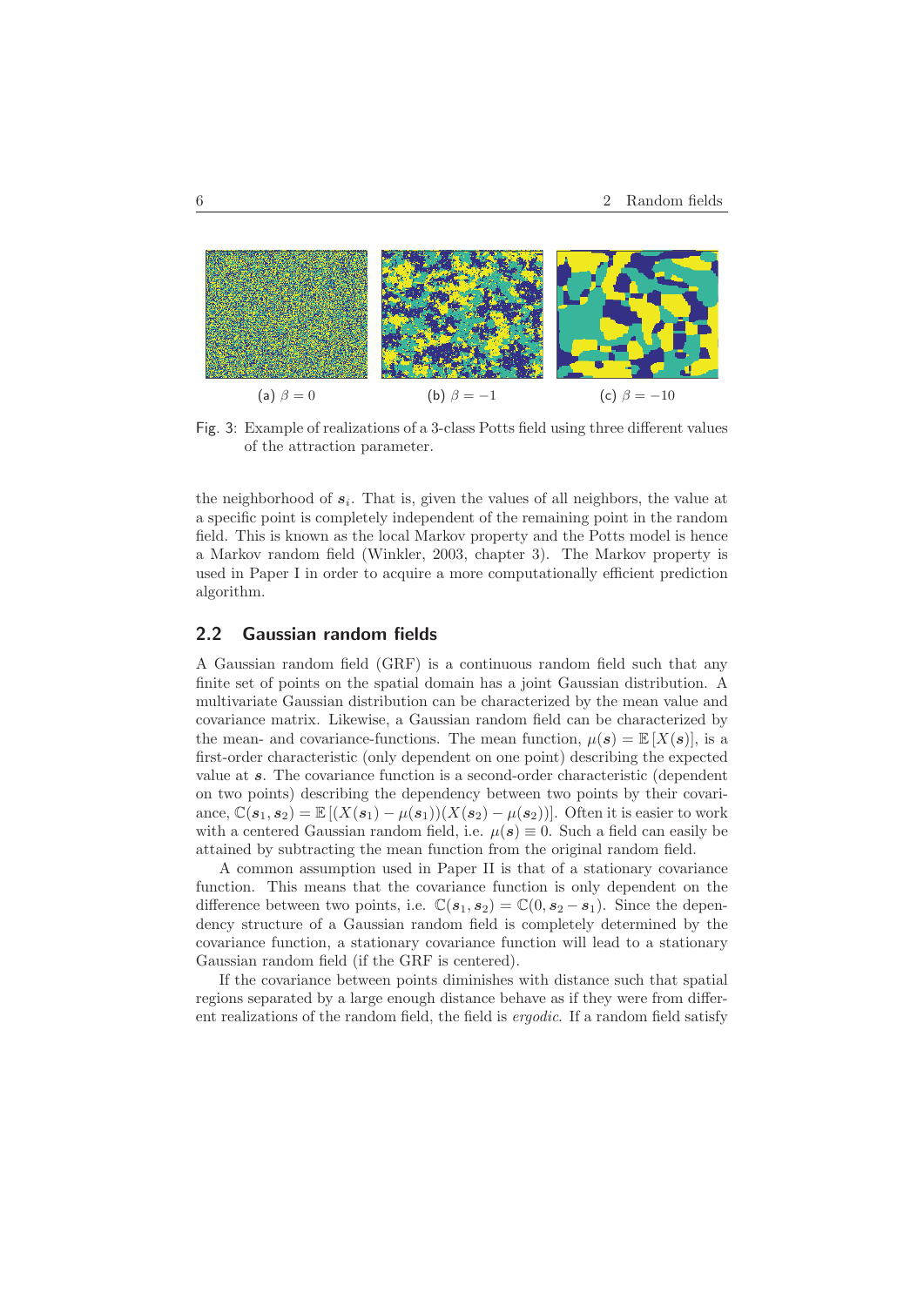(a) $\beta = 0$ (b) $\beta = -1$ (c) $\beta = -10$

Fig. 3: Example of realizations of a 3-class Potts field using three different values of the attraction parameter.

the neighborhood of $\boldsymbol{s}_i$. That is, given the values of all neighbors, the value at a specific point is completely independent of the remaining point in the random field. This is known as the local Markov property and the Potts model is hence a Markov random field (Winkler, 2003, chapter 3). The Markov property is used in Paper I in order to acquire a more computationally efficient prediction algorithm.

## 2.2 Gaussian random fields

A Gaussian random field (GRF) is a continuous random field such that any finite set of points on the spatial domain has a joint Gaussian distribution. A multivariate Gaussian distribution can be characterized by the mean value and covariance matrix. Likewise, a Gaussian random field can be characterized by the mean- and covariance-functions. The mean function, $\mu(\boldsymbol{s}) = \mathbb{E}[X(\boldsymbol{s})]$, is a first-order characteristic (only dependent on one point) describing the expected value at $\boldsymbol{s}$. The covariance function is a second-order characteristic (dependent on two points) describing the dependency between two points by their covariance, $\mathbb{C}(\boldsymbol{s}_1, \boldsymbol{s}_2) = \mathbb{E}[(X(\boldsymbol{s}_1) - \mu(\boldsymbol{s}_1))(X(\boldsymbol{s}_2) - \mu(\boldsymbol{s}_2))]$. Often it is easier to work with a centered Gaussian random field, i.e. $\mu(\boldsymbol{s}) \equiv 0$. Such a field can easily be attained by subtracting the mean function from the original random field.

A common assumption used in Paper II is that of a stationary covariance function. This means that the covariance function is only dependent on the difference between two points, i.e. $\mathbb{C}(\boldsymbol{s}_1, \boldsymbol{s}_2) = \mathbb{C}(0, \boldsymbol{s}_2 - \boldsymbol{s}_1)$. Since the dependency structure of a Gaussian random field is completely determined by the covariance function, a stationary covariance function will lead to a stationary Gaussian random field (if the GRF is centered).

If the covariance between points diminishes with distance such that spatial regions separated by a large enough distance behave as if they were from different realizations of the random field, the field is *ergodic*. If a random field satisfy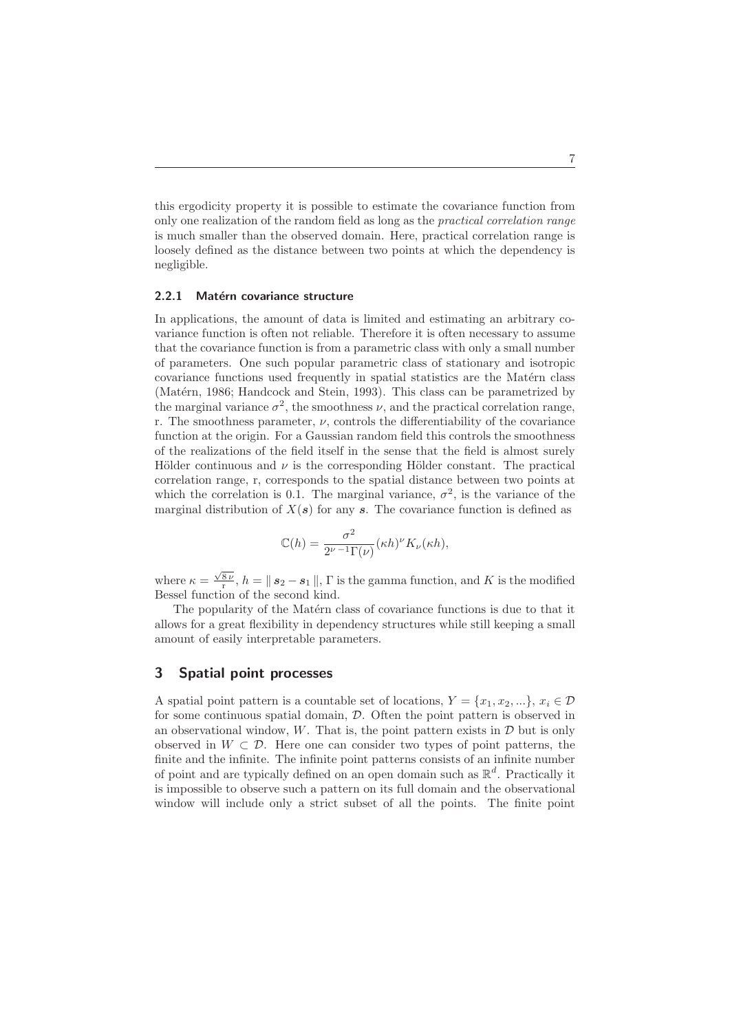this ergodicity property it is possible to estimate the covariance function from only one realization of the random field as long as the *practical correlation range* is much smaller than the observed domain. Here, practical correlation range is loosely defined as the distance between two points at which the dependency is negligible.

### 2.2.1 Matérn covariance structure

In applications, the amount of data is limited and estimating an arbitrary covariance function is often not reliable. Therefore it is often necessary to assume that the covariance function is from a parametric class with only a small number of parameters. One such popular parametric class of stationary and isotropic covariance functions used frequently in spatial statistics are the Matérn class (Matérn, 1986; Handcock and Stein, 1993). This class can be parametrized by the marginal variance $\sigma^2$, the smoothness $\nu$, and the practical correlation range, r. The smoothness parameter, $\nu$, controls the differentiability of the covariance function at the origin. For a Gaussian random field this controls the smoothness of the realizations of the field itself in the sense that the field is almost surely Hölder continuous and $\nu$ is the corresponding Hölder constant. The practical correlation range, r, corresponds to the spatial distance between two points at which the correlation is 0.1. The marginal variance, $\sigma^2$, is the variance of the marginal distribution of $X(\boldsymbol{s})$ for any $\boldsymbol{s}$. The covariance function is defined as

$$\mathbb{C}(h) = \frac{\sigma^2}{2^{\nu-1}\Gamma(\nu)}(\kappa h)^{\nu} K_{\nu}(\kappa h),$$

where $\kappa = \frac{\sqrt{8\,\nu}}{\mathrm{r}}$, $h = \| \boldsymbol{s}_2 - \boldsymbol{s}_1 \|$, $\Gamma$ is the gamma function, and $K$ is the modified Bessel function of the second kind.

The popularity of the Matérn class of covariance functions is due to that it allows for a great flexibility in dependency structures while still keeping a small amount of easily interpretable parameters.

## 3 Spatial point processes

A spatial point pattern is a countable set of locations, $Y = \{x_1, x_2, ...\}$, $x_i \in \mathcal{D}$ for some continuous spatial domain, $\mathcal{D}$. Often the point pattern is observed in an observational window, $W$. That is, the point pattern exists in $\mathcal{D}$ but is only observed in $W \subset \mathcal{D}$. Here one can consider two types of point patterns, the finite and the infinite. The infinite point patterns consists of an infinite number of point and are typically defined on an open domain such as $\mathbb{R}^d$. Practically it is impossible to observe such a pattern on its full domain and the observational window will include only a strict subset of all the points. The finite point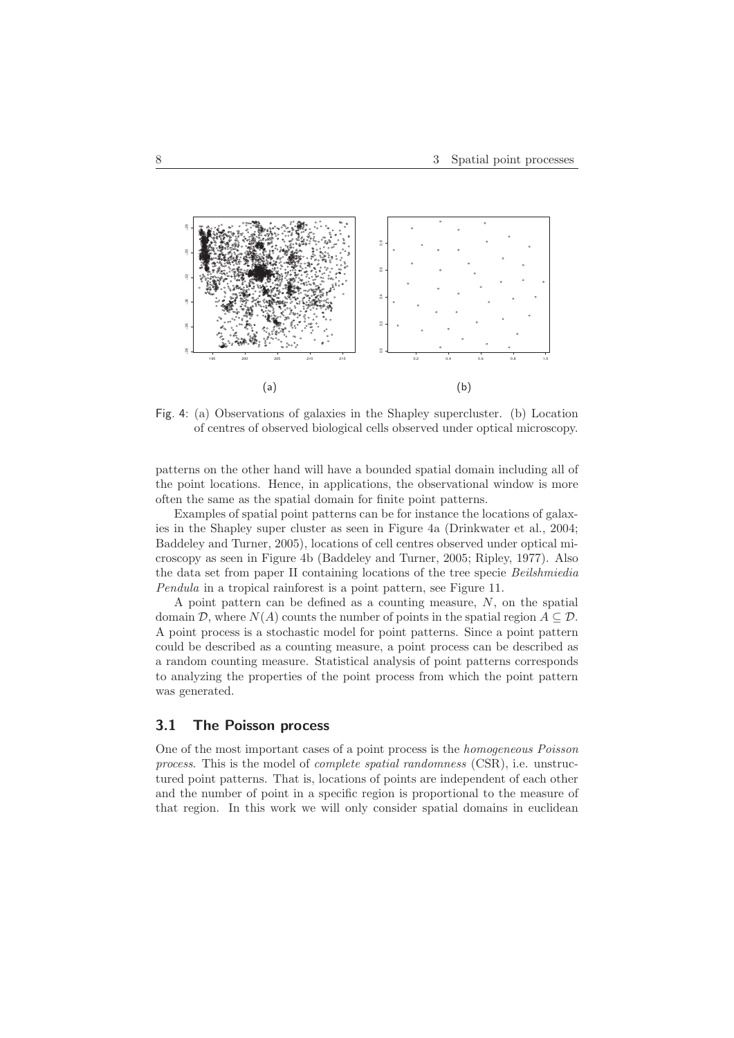Fig. 4: (a) Observations of galaxies in the Shapley supercluster. (b) Location of centres of observed biological cells observed under optical microscopy.

patterns on the other hand will have a bounded spatial domain including all of the point locations. Hence, in applications, the observational window is more often the same as the spatial domain for finite point patterns.

Examples of spatial point patterns can be for instance the locations of galaxies in the Shapley super cluster as seen in Figure 4a (Drinkwater et al., 2004; Baddeley and Turner, 2005), locations of cell centres observed under optical microscopy as seen in Figure 4b (Baddeley and Turner, 2005; Ripley, 1977). Also the data set from paper II containing locations of the tree specie *Beilshmiedia Pendula* in a tropical rainforest is a point pattern, see Figure 11.

A point pattern can be defined as a counting measure, $N$, on the spatial domain $\mathcal{D}$, where $N(A)$ counts the number of points in the spatial region $A \subseteq \mathcal{D}$. A point process is a stochastic model for point patterns. Since a point pattern could be described as a counting measure, a point process can be described as a random counting measure. Statistical analysis of point patterns corresponds to analyzing the properties of the point process from which the point pattern was generated.

## 3.1 The Poisson process

One of the most important cases of a point process is the *homogeneous Poisson process*. This is the model of *complete spatial randomness* (CSR), i.e. unstructured point patterns. That is, locations of points are independent of each other and the number of point in a specific region is proportional to the measure of that region. In this work we will only consider spatial domains in euclidean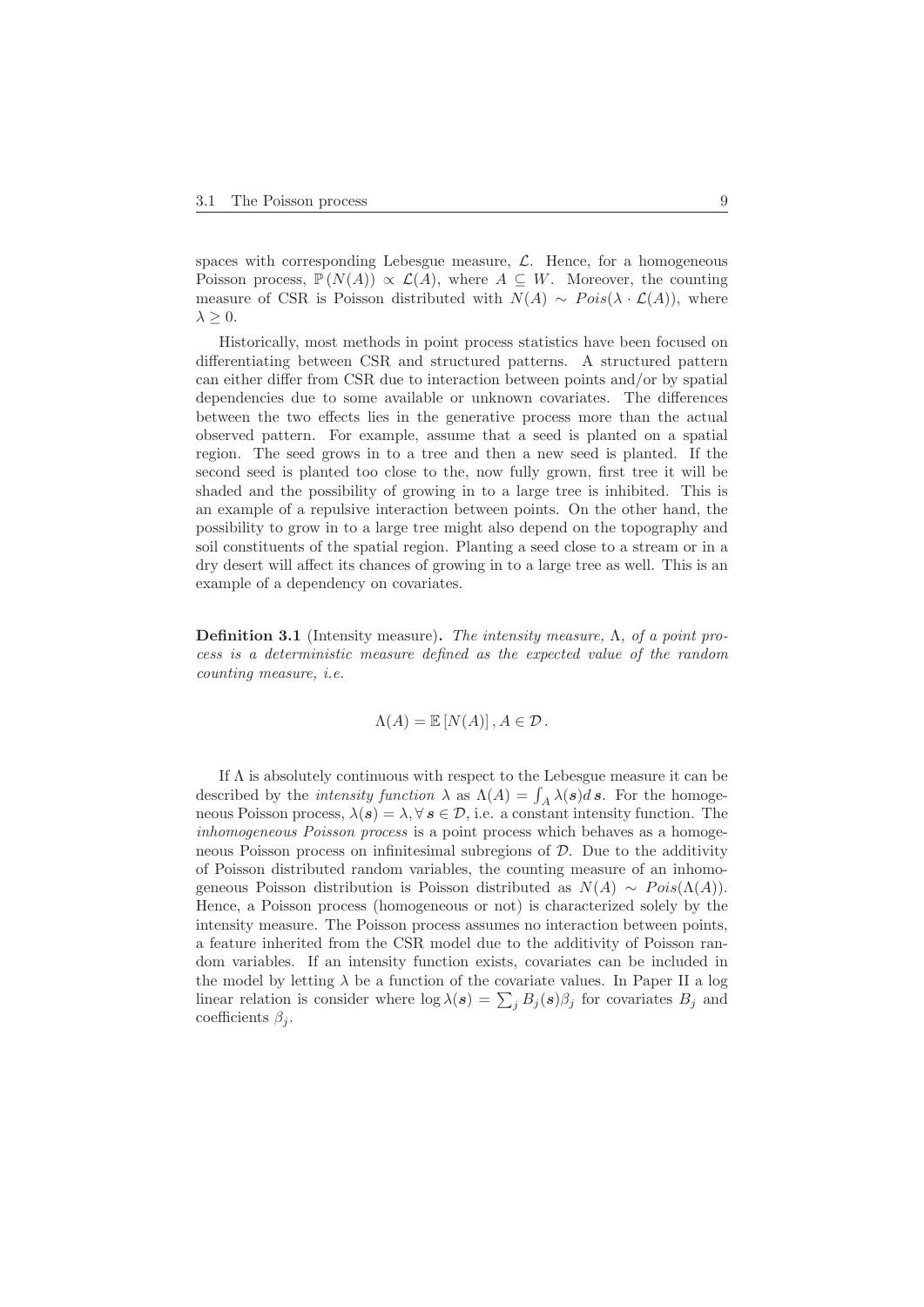spaces with corresponding Lebesgue measure, $\mathcal{L}$. Hence, for a homogeneous Poisson process, $\mathbb{P}(N(A)) \propto \mathcal{L}(A)$, where $A \subseteq W$. Moreover, the counting measure of CSR is Poisson distributed with $N(A) \sim Pois(\lambda \cdot \mathcal{L}(A))$, where $\lambda \geq 0$.

Historically, most methods in point process statistics have been focused on differentiating between CSR and structured patterns. A structured pattern can either differ from CSR due to interaction between points and/or by spatial dependencies due to some available or unknown covariates. The differences between the two effects lies in the generative process more than the actual observed pattern. For example, assume that a seed is planted on a spatial region. The seed grows in to a tree and then a new seed is planted. If the second seed is planted too close to the, now fully grown, first tree it will be shaded and the possibility of growing in to a large tree is inhibited. This is an example of a repulsive interaction between points. On the other hand, the possibility to grow in to a large tree might also depend on the topography and soil constituents of the spatial region. Planting a seed close to a stream or in a dry desert will affect its chances of growing in to a large tree as well. This is an example of a dependency on covariates.

**Definition 3.1** (Intensity measure)**.** *The intensity measure, $\Lambda$, of a point process is a deterministic measure defined as the expected value of the random counting measure, i.e.*

$$\Lambda(A) = \mathbb{E}\left[N(A)\right], A \in \mathcal{D}\,.$$

If $\Lambda$ is absolutely continuous with respect to the Lebesgue measure it can be described by the *intensity function* $\lambda$ as $\Lambda(A) = \int_A \lambda(\boldsymbol{s}) d\,\boldsymbol{s}$. For the homogeneous Poisson process, $\lambda(\boldsymbol{s}) = \lambda, \forall\, \boldsymbol{s} \in \mathcal{D}$, i.e. a constant intensity function. The *inhomogeneous Poisson process* is a point process which behaves as a homogeneous Poisson process on infinitesimal subregions of $\mathcal{D}$. Due to the additivity of Poisson distributed random variables, the counting measure of an inhomogeneous Poisson distribution is Poisson distributed as $N(A) \sim Pois(\Lambda(A))$. Hence, a Poisson process (homogeneous or not) is characterized solely by the intensity measure. The Poisson process assumes no interaction between points, a feature inherited from the CSR model due to the additivity of Poisson random variables. If an intensity function exists, covariates can be included in the model by letting $\lambda$ be a function of the covariate values. In Paper II a log linear relation is consider where $\log \lambda(\boldsymbol{s}) = \sum_j B_j(\boldsymbol{s})\beta_j$ for covariates $B_j$ and coefficients $\beta_j$.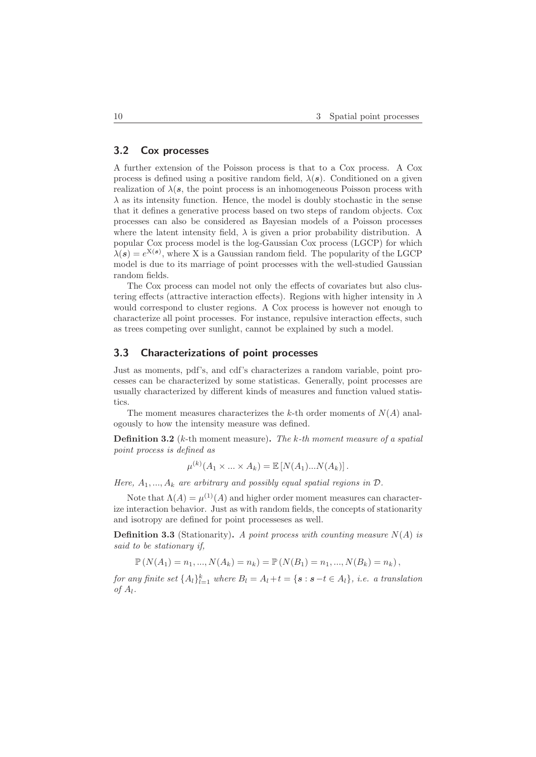## 3.2 Cox processes

A further extension of the Poisson process is that to a Cox process. A Cox process is defined using a positive random field, $\lambda(\boldsymbol{s})$. Conditioned on a given realization of $\lambda(\boldsymbol{s}$, the point process is an inhomogeneous Poisson process with $\lambda$ as its intensity function. Hence, the model is doubly stochastic in the sense that it defines a generative process based on two steps of random objects. Cox processes can also be considered as Bayesian models of a Poisson processes where the latent intensity field, $\lambda$ is given a prior probability distribution. A popular Cox process model is the log-Gaussian Cox process (LGCP) for which $\lambda(\boldsymbol{s}) = e^{\mathrm{X}(\boldsymbol{s})}$, where X is a Gaussian random field. The popularity of the LGCP model is due to its marriage of point processes with the well-studied Gaussian random fields.

The Cox process can model not only the effects of covariates but also clustering effects (attractive interaction effects). Regions with higher intensity in $\lambda$ would correspond to cluster regions. A Cox process is however not enough to characterize all point processes. For instance, repulsive interaction effects, such as trees competing over sunlight, cannot be explained by such a model.

## 3.3 Characterizations of point processes

Just as moments, pdf's, and cdf's characterizes a random variable, point processes can be characterized by some statisticas. Generally, point processes are usually characterized by different kinds of measures and function valued statistics.

The moment measures characterizes the $k$-th order moments of $N(A)$ analogously to how the intensity measure was defined.

**Definition 3.2** ($k$-th moment measure)**.** *The $k$-th moment measure of a spatial point process is defined as*

$$\mu^{(k)}(A_1 \times ... \times A_k) = \mathbb{E}\left[N(A_1)...N(A_k)\right].$$

*Here, $A_1, ..., A_k$ are arbitrary and possibly equal spatial regions in $\mathcal{D}$.*

Note that $\Lambda(A) = \mu^{(1)}(A)$ and higher order moment measures can characterize interaction behavior. Just as with random fields, the concepts of stationarity and isotropy are defined for point processeses as well.

**Definition 3.3** (Stationarity)**.** *A point process with counting measure $N(A)$ is said to be stationary if,*

$$\mathbb{P}\left(N(A_1) = n_1, ..., N(A_k) = n_k\right) = \mathbb{P}\left(N(B_1) = n_1, ..., N(B_k) = n_k\right),$$

*for any finite set $\{A_l\}_{l=1}^k$ where $B_l = A_l + t = \{\boldsymbol{s} : \boldsymbol{s} - t \in A_l\}$, i.e. a translation of $A_l$.*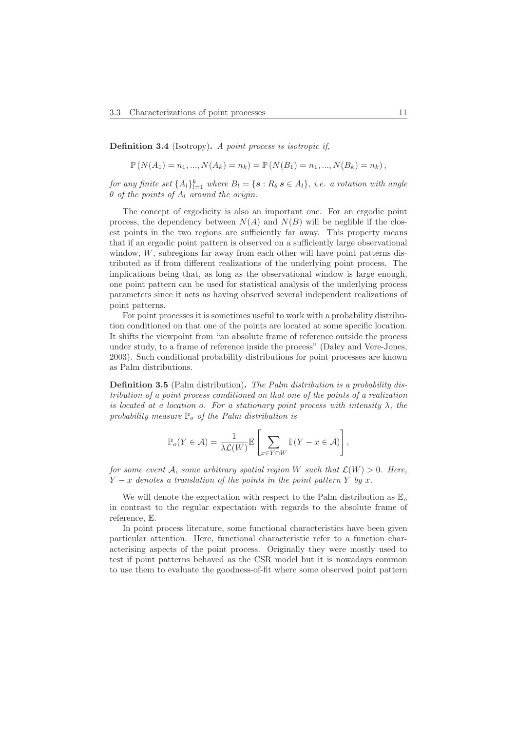**Definition 3.4** (Isotropy)**.** *A point process is isotropic if,*

$$\mathbb{P}\left(N(A_1) = n_1, ..., N(A_k) = n_k\right) = \mathbb{P}\left(N(B_1) = n_1, ..., N(B_k) = n_k\right),$$

*for any finite set* $\{A_l\}_{l=1}^{k}$ *where* $B_l = \{\boldsymbol{s} : R_\theta\, \boldsymbol{s} \in A_l\}$*, i.e. a rotation with angle* $\theta$ *of the points of* $A_l$ *around the origin.*

The concept of ergodicity is also an important one. For an ergodic point process, the dependency between $N(A)$ and $N(B)$ will be neglible if the closest points in the two regions are sufficiently far away. This property means that if an ergodic point pattern is observed on a sufficiently large observational window, $W$, subregions far away from each other will have point patterns distributed as if from different realizations of the underlying point process. The implications being that, as long as the observational window is large enough, one point pattern can be used for statistical analysis of the underlying process parameters since it acts as having observed several independent realizations of point patterns.

For point processes it is sometimes useful to work with a probability distribution conditioned on that one of the points are located at some specific location. It shifts the viewpoint from "an absolute frame of reference outside the process under study, to a frame of reference inside the process" (Daley and Vere-Jones, 2003). Such conditional probability distributions for point processes are known as Palm distributions.

**Definition 3.5** (Palm distribution)**.** *The Palm distribution is a probability distribution of a point process conditioned on that one of the points of a realization is located at a location* $o$*. For a stationary point process with intensity* $\lambda$*, the probability measure* $\mathbb{P}_o$ *of the Palm distribution is*

$$\mathbb{P}_o(Y \in \mathcal{A}) = \frac{1}{\lambda \mathcal{L}(W)} \mathbb{E}\left[\sum_{x \in Y \cap W} \mathbb{I}\left(Y - x \in \mathcal{A}\right)\right],$$

*for some event* $\mathcal{A}$*, some arbitrary spatial region* $W$ *such that* $\mathcal{L}(W) > 0$*. Here,* $Y - x$ *denotes a translation of the points in the point pattern* $Y$ *by* $x$*.*

We will denote the expectation with respect to the Palm distribution as $\mathbb{E}_o$ in contrast to the regular expectation with regards to the absolute frame of reference, $\mathbb{E}$.

In point process literature, some functional characteristics have been given particular attention. Here, functional characteristic refer to a function characterising aspects of the point process. Originally they were mostly used to test if point patterns behaved as the CSR model but it is nowadays common to use them to evaluate the goodness-of-fit where some observed point pattern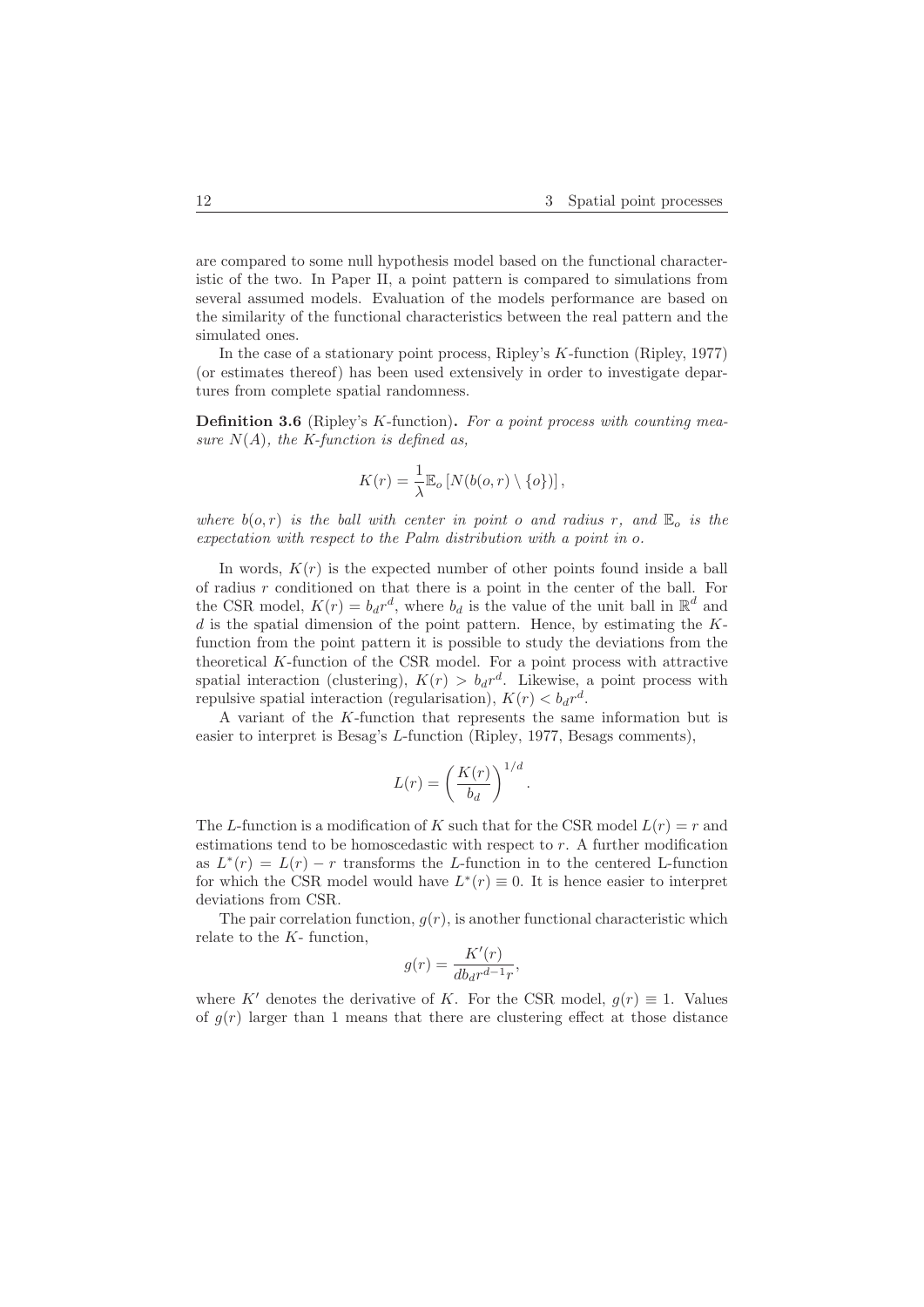are compared to some null hypothesis model based on the functional characteristic of the two. In Paper II, a point pattern is compared to simulations from several assumed models. Evaluation of the models performance are based on the similarity of the functional characteristics between the real pattern and the simulated ones.

In the case of a stationary point process, Ripley's $K$-function (Ripley, 1977) (or estimates thereof) has been used extensively in order to investigate departures from complete spatial randomness.

**Definition 3.6** (Ripley's $K$-function)**.** *For a point process with counting measure $N(A)$, the K-function is defined as,*

$$K(r) = \frac{1}{\lambda}\mathbb{E}_o\left[N(b(o,r)\setminus\{o\})\right],$$

*where $b(o,r)$ is the ball with center in point $o$ and radius $r$, and $\mathbb{E}_o$ is the expectation with respect to the Palm distribution with a point in $o$.*

In words, $K(r)$ is the expected number of other points found inside a ball of radius $r$ conditioned on that there is a point in the center of the ball. For the CSR model, $K(r) = b_d r^d$, where $b_d$ is the value of the unit ball in $\mathbb{R}^d$ and $d$ is the spatial dimension of the point pattern. Hence, by estimating the $K$-function from the point pattern it is possible to study the deviations from the theoretical $K$-function of the CSR model. For a point process with attractive spatial interaction (clustering), $K(r) > b_d r^d$. Likewise, a point process with repulsive spatial interaction (regularisation), $K(r) < b_d r^d$.

A variant of the $K$-function that represents the same information but is easier to interpret is Besag's $L$-function (Ripley, 1977, Besags comments),

$$L(r) = \left(\frac{K(r)}{b_d}\right)^{1/d}.$$

The $L$-function is a modification of $K$ such that for the CSR model $L(r) = r$ and estimations tend to be homoscedastic with respect to $r$. A further modification as $L^*(r) = L(r) - r$ transforms the $L$-function in to the centered L-function for which the CSR model would have $L^*(r) \equiv 0$. It is hence easier to interpret deviations from CSR.

The pair correlation function, $g(r)$, is another functional characteristic which relate to the $K$- function,

$$g(r) = \frac{K'(r)}{d b_d r^{d-1} r},$$

where $K'$ denotes the derivative of $K$. For the CSR model, $g(r) \equiv 1$. Values of $g(r)$ larger than 1 means that there are clustering effect at those distance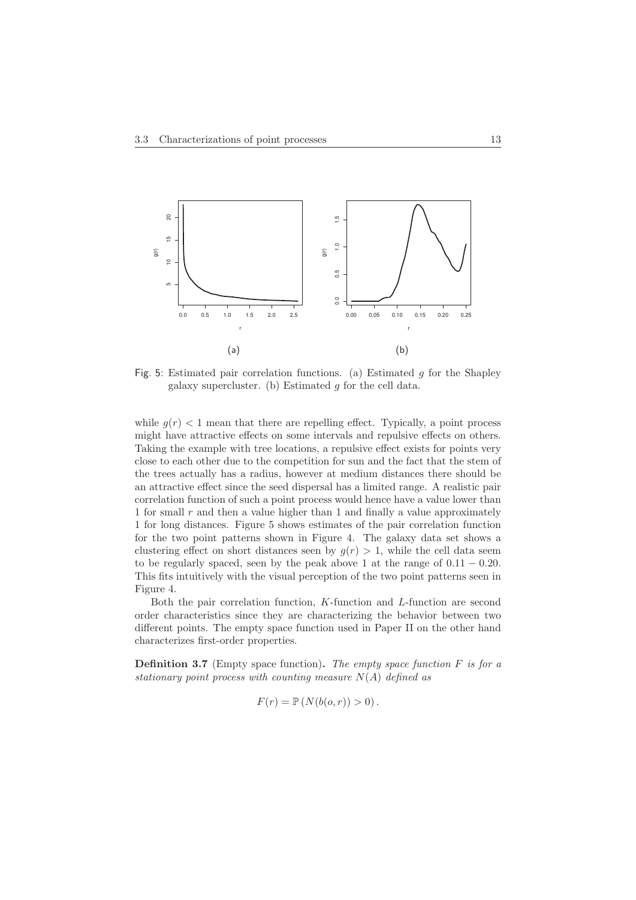Fig. 5: Estimated pair correlation functions. (a) Estimated $g$ for the Shapley galaxy supercluster. (b) Estimated $g$ for the cell data.

while $g(r) < 1$ mean that there are repelling effect. Typically, a point process might have attractive effects on some intervals and repulsive effects on others. Taking the example with tree locations, a repulsive effect exists for points very close to each other due to the competition for sun and the fact that the stem of the trees actually has a radius, however at medium distances there should be an attractive effect since the seed dispersal has a limited range. A realistic pair correlation function of such a point process would hence have a value lower than 1 for small $r$ and then a value higher than 1 and finally a value approximately 1 for long distances. Figure 5 shows estimates of the pair correlation function for the two point patterns shown in Figure 4. The galaxy data set shows a clustering effect on short distances seen by $g(r) > 1$, while the cell data seem to be regularly spaced, seen by the peak above 1 at the range of $0.11 - 0.20$. This fits intuitively with the visual perception of the two point patterns seen in Figure 4.

Both the pair correlation function, $K$-function and $L$-function are second order characteristics since they are characterizing the behavior between two different points. The empty space function used in Paper II on the other hand characterizes first-order properties.

**Definition 3.7** (Empty space function)**.** *The empty space function $F$ is for a stationary point process with counting measure $N(A)$ defined as*

$$F(r) = \mathbb{P}\left(N(b(o,r)) > 0\right).$$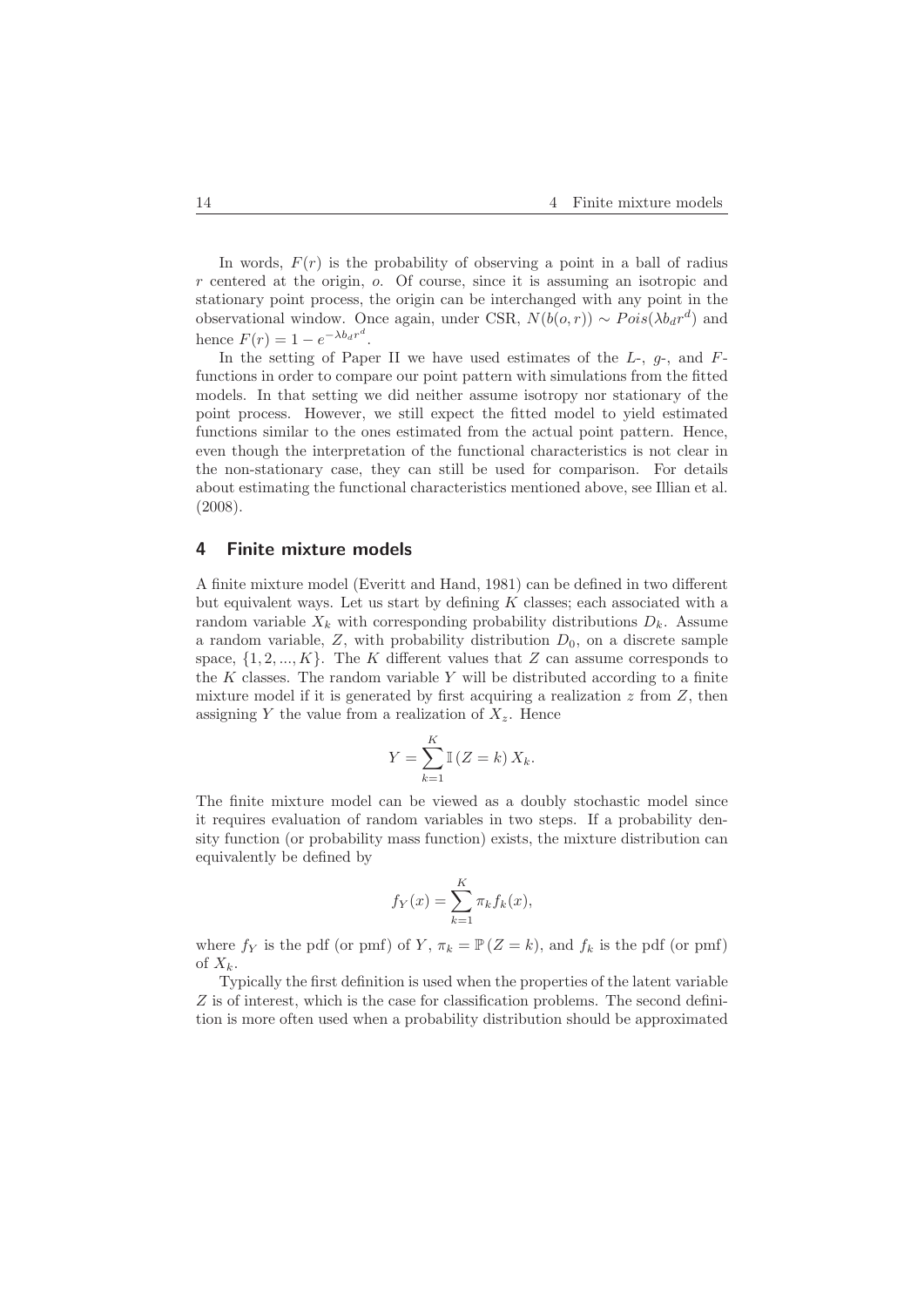In words, $F(r)$ is the probability of observing a point in a ball of radius $r$ centered at the origin, $o$. Of course, since it is assuming an isotropic and stationary point process, the origin can be interchanged with any point in the observational window. Once again, under CSR, $N(b(o, r)) \sim Pois(\lambda b_d r^d)$ and hence $F(r) = 1 - e^{-\lambda b_d r^d}$.

In the setting of Paper II we have used estimates of the $L$-, $g$-, and $F$-functions in order to compare our point pattern with simulations from the fitted models. In that setting we did neither assume isotropy nor stationary of the point process. However, we still expect the fitted model to yield estimated functions similar to the ones estimated from the actual point pattern. Hence, even though the interpretation of the functional characteristics is not clear in the non-stationary case, they can still be used for comparison. For details about estimating the functional characteristics mentioned above, see Illian et al. (2008).

## 4 Finite mixture models

A finite mixture model (Everitt and Hand, 1981) can be defined in two different but equivalent ways. Let us start by defining $K$ classes; each associated with a random variable $X_k$ with corresponding probability distributions $D_k$. Assume a random variable, $Z$, with probability distribution $D_0$, on a discrete sample space, $\{1, 2, ..., K\}$. The $K$ different values that $Z$ can assume corresponds to the $K$ classes. The random variable $Y$ will be distributed according to a finite mixture model if it is generated by first acquiring a realization $z$ from $Z$, then assigning $Y$ the value from a realization of $X_z$. Hence

$$Y = \sum_{k=1}^{K} \mathbb{I}(Z = k) X_k.$$

The finite mixture model can be viewed as a doubly stochastic model since it requires evaluation of random variables in two steps. If a probability density function (or probability mass function) exists, the mixture distribution can equivalently be defined by

$$f_Y(x) = \sum_{k=1}^{K} \pi_k f_k(x),$$

where $f_Y$ is the pdf (or pmf) of $Y$, $\pi_k = \mathbb{P}(Z = k)$, and $f_k$ is the pdf (or pmf) of $X_k$.

Typically the first definition is used when the properties of the latent variable $Z$ is of interest, which is the case for classification problems. The second definition is more often used when a probability distribution should be approximated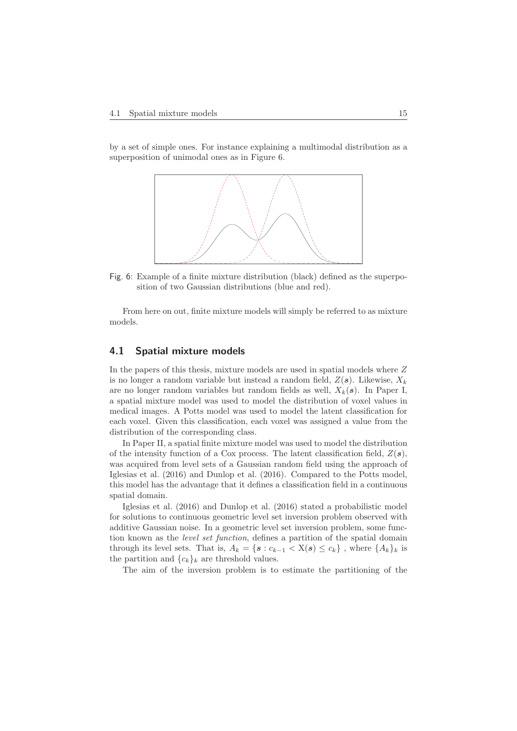by a set of simple ones. For instance explaining a multimodal distribution as a superposition of unimodal ones as in Figure 6.

Fig. 6: Example of a finite mixture distribution (black) defined as the superposition of two Gaussian distributions (blue and red).

From here on out, finite mixture models will simply be referred to as mixture models.

## 4.1 Spatial mixture models

In the papers of this thesis, mixture models are used in spatial models where $Z$ is no longer a random variable but instead a random field, $Z(\boldsymbol{s})$. Likewise, $X_k$ are no longer random variables but random fields as well, $X_k(\boldsymbol{s})$. In Paper I, a spatial mixture model was used to model the distribution of voxel values in medical images. A Potts model was used to model the latent classification for each voxel. Given this classification, each voxel was assigned a value from the distribution of the corresponding class.

In Paper II, a spatial finite mixture model was used to model the distribution of the intensity function of a Cox process. The latent classification field, $Z(\boldsymbol{s})$, was acquired from level sets of a Gaussian random field using the approach of Iglesias et al. (2016) and Dunlop et al. (2016). Compared to the Potts model, this model has the advantage that it defines a classification field in a continuous spatial domain.

Iglesias et al. (2016) and Dunlop et al. (2016) stated a probabilistic model for solutions to continuous geometric level set inversion problem observed with additive Gaussian noise. In a geometric level set inversion problem, some function known as the *level set function*, defines a partition of the spatial domain through its level sets. That is, $A_k = \{\boldsymbol{s} : c_{k-1} < \mathrm{X}(\boldsymbol{s}) \leq c_k\}$ , where $\{A_k\}_k$ is the partition and $\{c_k\}_k$ are threshold values.

The aim of the inversion problem is to estimate the partitioning of the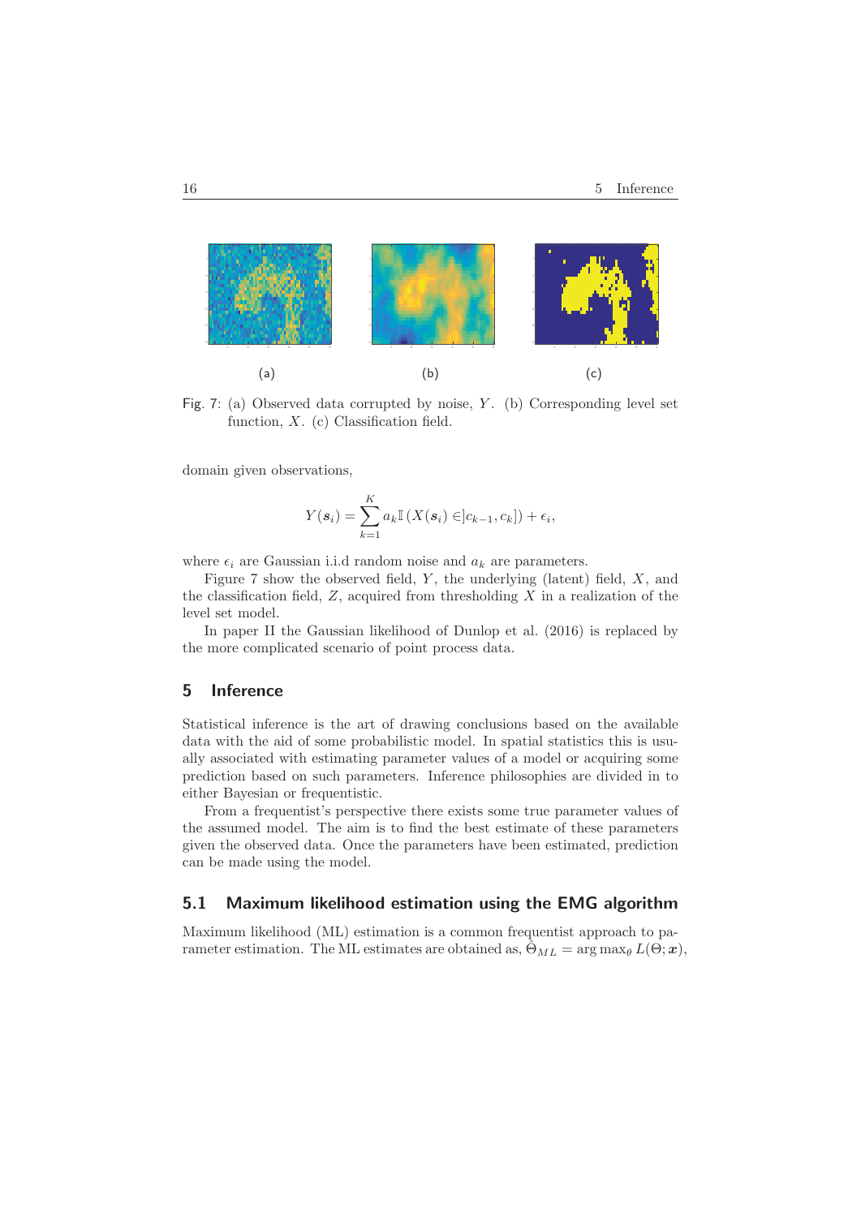(a) (b) (c)

Fig. 7: (a) Observed data corrupted by noise, $Y$. (b) Corresponding level set function, $X$. (c) Classification field.

domain given observations,

$$Y(\boldsymbol{s}_i) = \sum_{k=1}^{K} a_k \mathbb{I}\left(X(\boldsymbol{s}_i) \in ]c_{k-1}, c_k]\right) + \epsilon_i,$$

where $\epsilon_i$ are Gaussian i.i.d random noise and $a_k$ are parameters.

Figure 7 show the observed field, $Y$, the underlying (latent) field, $X$, and the classification field, $Z$, acquired from thresholding $X$ in a realization of the level set model.

In paper II the Gaussian likelihood of Dunlop et al. (2016) is replaced by the more complicated scenario of point process data.

## 5 Inference

Statistical inference is the art of drawing conclusions based on the available data with the aid of some probabilistic model. In spatial statistics this is usually associated with estimating parameter values of a model or acquiring some prediction based on such parameters. Inference philosophies are divided in to either Bayesian or frequentistic.

From a frequentist's perspective there exists some true parameter values of the assumed model. The aim is to find the best estimate of these parameters given the observed data. Once the parameters have been estimated, prediction can be made using the model.

### 5.1 Maximum likelihood estimation using the EMG algorithm

Maximum likelihood (ML) estimation is a common frequentist approach to parameter estimation. The ML estimates are obtained as, $\hat{\Theta}_{ML} = \arg\max_{\theta} L(\Theta; \boldsymbol{x})$,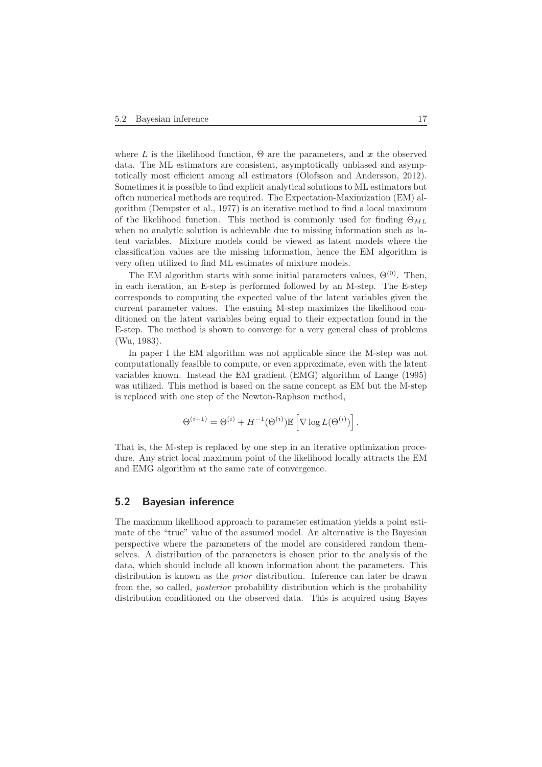where $L$ is the likelihood function, $\Theta$ are the parameters, and $\boldsymbol{x}$ the observed data. The ML estimators are consistent, asymptotically unbiased and asymptotically most efficient among all estimators (Olofsson and Andersson, 2012). Sometimes it is possible to find explicit analytical solutions to ML estimators but often numerical methods are required. The Expectation-Maximization (EM) algorithm (Dempster et al., 1977) is an iterative method to find a local maximum of the likelihood function. This method is commonly used for finding $\hat{\Theta}_{ML}$ when no analytic solution is achievable due to missing information such as latent variables. Mixture models could be viewed as latent models where the classification values are the missing information, hence the EM algorithm is very often utilized to find ML estimates of mixture models.

The EM algorithm starts with some initial parameters values, $\Theta^{(0)}$. Then, in each iteration, an E-step is performed followed by an M-step. The E-step corresponds to computing the expected value of the latent variables given the current parameter values. The ensuing M-step maximizes the likelihood conditioned on the latent variables being equal to their expectation found in the E-step. The method is shown to converge for a very general class of problems (Wu, 1983).

In paper I the EM algorithm was not applicable since the M-step was not computationally feasible to compute, or even approximate, even with the latent variables known. Instead the EM gradient (EMG) algorithm of Lange (1995) was utilized. This method is based on the same concept as EM but the M-step is replaced with one step of the Newton-Raphson method,

$$\Theta^{(i+1)} = \Theta^{(i)} + H^{-1}(\Theta^{(i)})\mathbb{E}\left[\nabla \log L(\Theta^{(i)})\right].$$

That is, the M-step is replaced by one step in an iterative optimization procedure. Any strict local maximum point of the likelihood locally attracts the EM and EMG algorithm at the same rate of convergence.

## 5.2 Bayesian inference

The maximum likelihood approach to parameter estimation yields a point estimate of the "true" value of the assumed model. An alternative is the Bayesian perspective where the parameters of the model are considered random themselves. A distribution of the parameters is chosen prior to the analysis of the data, which should include all known information about the parameters. This distribution is known as the *prior* distribution. Inference can later be drawn from the, so called, *posterior* probability distribution which is the probability distribution conditioned on the observed data. This is acquired using Bayes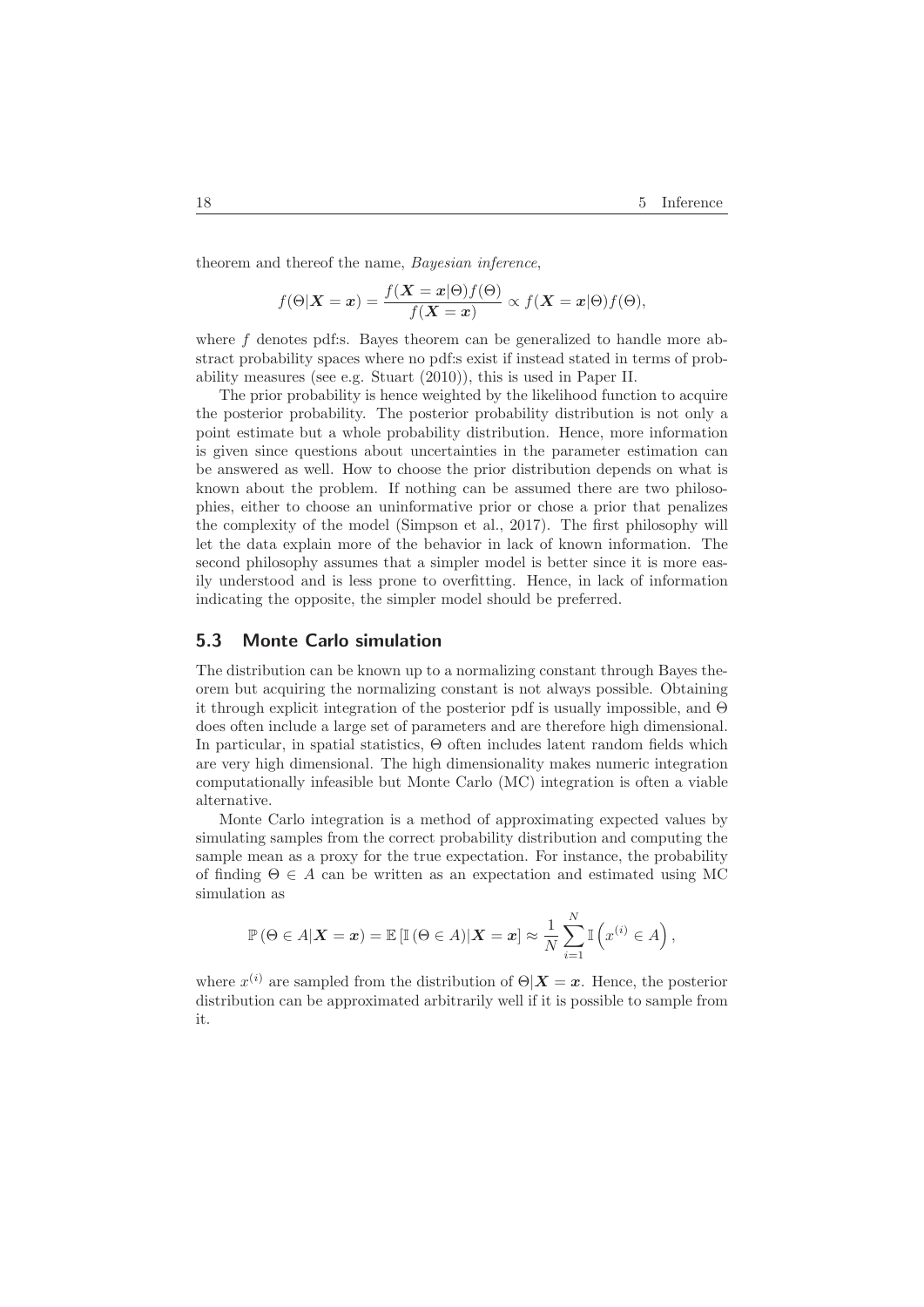theorem and thereof the name, *Bayesian inference*,

$$f(\Theta|\boldsymbol{X}=\boldsymbol{x}) = \frac{f(\boldsymbol{X}=\boldsymbol{x}|\Theta)f(\Theta)}{f(\boldsymbol{X}=\boldsymbol{x})} \propto f(\boldsymbol{X}=\boldsymbol{x}|\Theta)f(\Theta),$$

where $f$ denotes pdf:s. Bayes theorem can be generalized to handle more abstract probability spaces where no pdf:s exist if instead stated in terms of probability measures (see e.g. Stuart (2010)), this is used in Paper II.

The prior probability is hence weighted by the likelihood function to acquire the posterior probability. The posterior probability distribution is not only a point estimate but a whole probability distribution. Hence, more information is given since questions about uncertainties in the parameter estimation can be answered as well. How to choose the prior distribution depends on what is known about the problem. If nothing can be assumed there are two philosophies, either to choose an uninformative prior or chose a prior that penalizes the complexity of the model (Simpson et al., 2017). The first philosophy will let the data explain more of the behavior in lack of known information. The second philosophy assumes that a simpler model is better since it is more easily understood and is less prone to overfitting. Hence, in lack of information indicating the opposite, the simpler model should be preferred.

## 5.3 Monte Carlo simulation

The distribution can be known up to a normalizing constant through Bayes theorem but acquiring the normalizing constant is not always possible. Obtaining it through explicit integration of the posterior pdf is usually impossible, and $\Theta$ does often include a large set of parameters and are therefore high dimensional. In particular, in spatial statistics, $\Theta$ often includes latent random fields which are very high dimensional. The high dimensionality makes numeric integration computationally infeasible but Monte Carlo (MC) integration is often a viable alternative.

Monte Carlo integration is a method of approximating expected values by simulating samples from the correct probability distribution and computing the sample mean as a proxy for the true expectation. For instance, the probability of finding $\Theta \in A$ can be written as an expectation and estimated using MC simulation as

$$\mathbb{P}\left(\Theta \in A|\boldsymbol{X}=\boldsymbol{x}\right) = \mathbb{E}\left[\mathbb{I}\left(\Theta \in A\right)|\boldsymbol{X}=\boldsymbol{x}\right] \approx \frac{1}{N}\sum_{i=1}^{N}\mathbb{I}\left(x^{(i)} \in A\right),$$

where $x^{(i)}$ are sampled from the distribution of $\Theta|\boldsymbol{X}=\boldsymbol{x}$. Hence, the posterior distribution can be approximated arbitrarily well if it is possible to sample from it.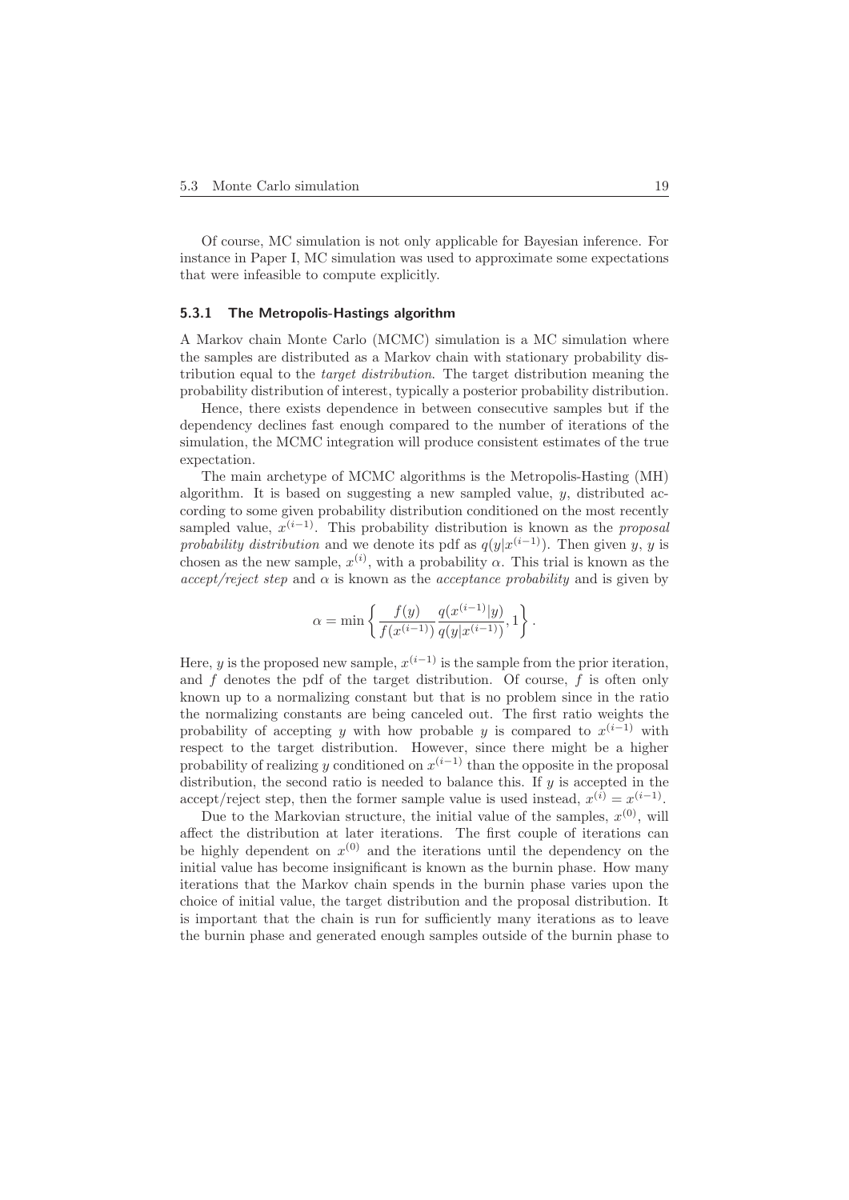Of course, MC simulation is not only applicable for Bayesian inference. For instance in Paper I, MC simulation was used to approximate some expectations that were infeasible to compute explicitly.

### 5.3.1 The Metropolis-Hastings algorithm

A Markov chain Monte Carlo (MCMC) simulation is a MC simulation where the samples are distributed as a Markov chain with stationary probability distribution equal to the *target distribution*. The target distribution meaning the probability distribution of interest, typically a posterior probability distribution.

Hence, there exists dependence in between consecutive samples but if the dependency declines fast enough compared to the number of iterations of the simulation, the MCMC integration will produce consistent estimates of the true expectation.

The main archetype of MCMC algorithms is the Metropolis-Hasting (MH) algorithm. It is based on suggesting a new sampled value, $y$, distributed according to some given probability distribution conditioned on the most recently sampled value, $x^{(i-1)}$. This probability distribution is known as the *proposal probability distribution* and we denote its pdf as $q(y|x^{(i-1)})$. Then given $y$, $y$ is chosen as the new sample, $x^{(i)}$, with a probability $\alpha$. This trial is known as the *accept/reject step* and $\alpha$ is known as the *acceptance probability* and is given by

$$\alpha = \min\left\{ \frac{f(y)}{f(x^{(i-1)})} \frac{q(x^{(i-1)}|y)}{q(y|x^{(i-1)})}, 1 \right\}.$$

Here, $y$ is the proposed new sample, $x^{(i-1)}$ is the sample from the prior iteration, and $f$ denotes the pdf of the target distribution. Of course, $f$ is often only known up to a normalizing constant but that is no problem since in the ratio the normalizing constants are being canceled out. The first ratio weights the probability of accepting $y$ with how probable $y$ is compared to $x^{(i-1)}$ with respect to the target distribution. However, since there might be a higher probability of realizing $y$ conditioned on $x^{(i-1)}$ than the opposite in the proposal distribution, the second ratio is needed to balance this. If $y$ is accepted in the accept/reject step, then the former sample value is used instead, $x^{(i)} = x^{(i-1)}$.

Due to the Markovian structure, the initial value of the samples, $x^{(0)}$, will affect the distribution at later iterations. The first couple of iterations can be highly dependent on $x^{(0)}$ and the iterations until the dependency on the initial value has become insignificant is known as the burnin phase. How many iterations that the Markov chain spends in the burnin phase varies upon the choice of initial value, the target distribution and the proposal distribution. It is important that the chain is run for sufficiently many iterations as to leave the burnin phase and generated enough samples outside of the burnin phase to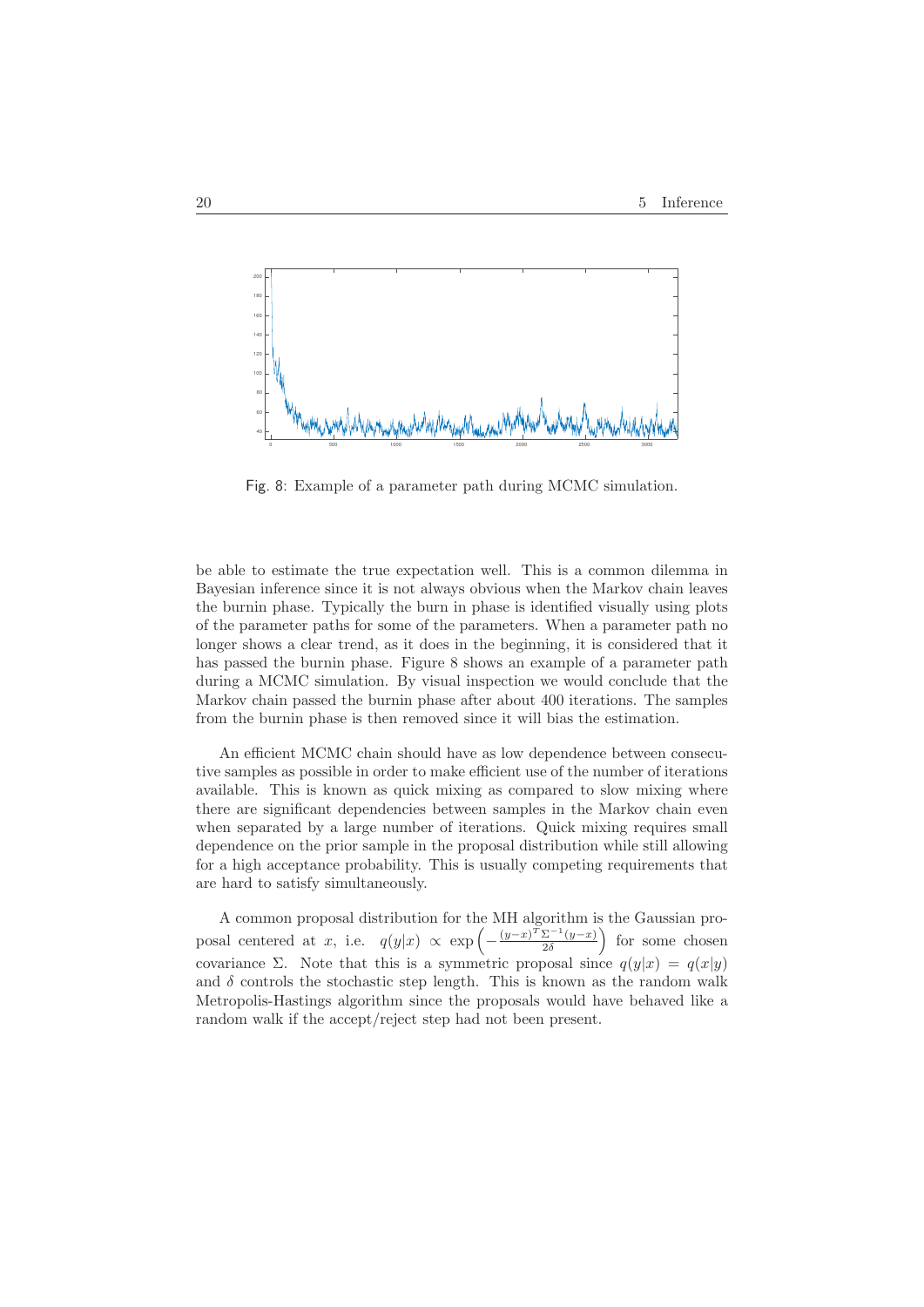Fig. 8: Example of a parameter path during MCMC simulation.

be able to estimate the true expectation well. This is a common dilemma in Bayesian inference since it is not always obvious when the Markov chain leaves the burnin phase. Typically the burn in phase is identified visually using plots of the parameter paths for some of the parameters. When a parameter path no longer shows a clear trend, as it does in the beginning, it is considered that it has passed the burnin phase. Figure 8 shows an example of a parameter path during a MCMC simulation. By visual inspection we would conclude that the Markov chain passed the burnin phase after about 400 iterations. The samples from the burnin phase is then removed since it will bias the estimation.

An efficient MCMC chain should have as low dependence between consecutive samples as possible in order to make efficient use of the number of iterations available. This is known as quick mixing as compared to slow mixing where there are significant dependencies between samples in the Markov chain even when separated by a large number of iterations. Quick mixing requires small dependence on the prior sample in the proposal distribution while still allowing for a high acceptance probability. This is usually competing requirements that are hard to satisfy simultaneously.

A common proposal distribution for the MH algorithm is the Gaussian proposal centered at $x$, i.e. $q(y|x) \propto \exp\left(-\frac{(y-x)^T\Sigma^{-1}(y-x)}{2\delta}\right)$ for some chosen covariance $\Sigma$. Note that this is a symmetric proposal since $q(y|x) = q(x|y)$ and $\delta$ controls the stochastic step length. This is known as the random walk Metropolis-Hastings algorithm since the proposals would have behaved like a random walk if the accept/reject step had not been present.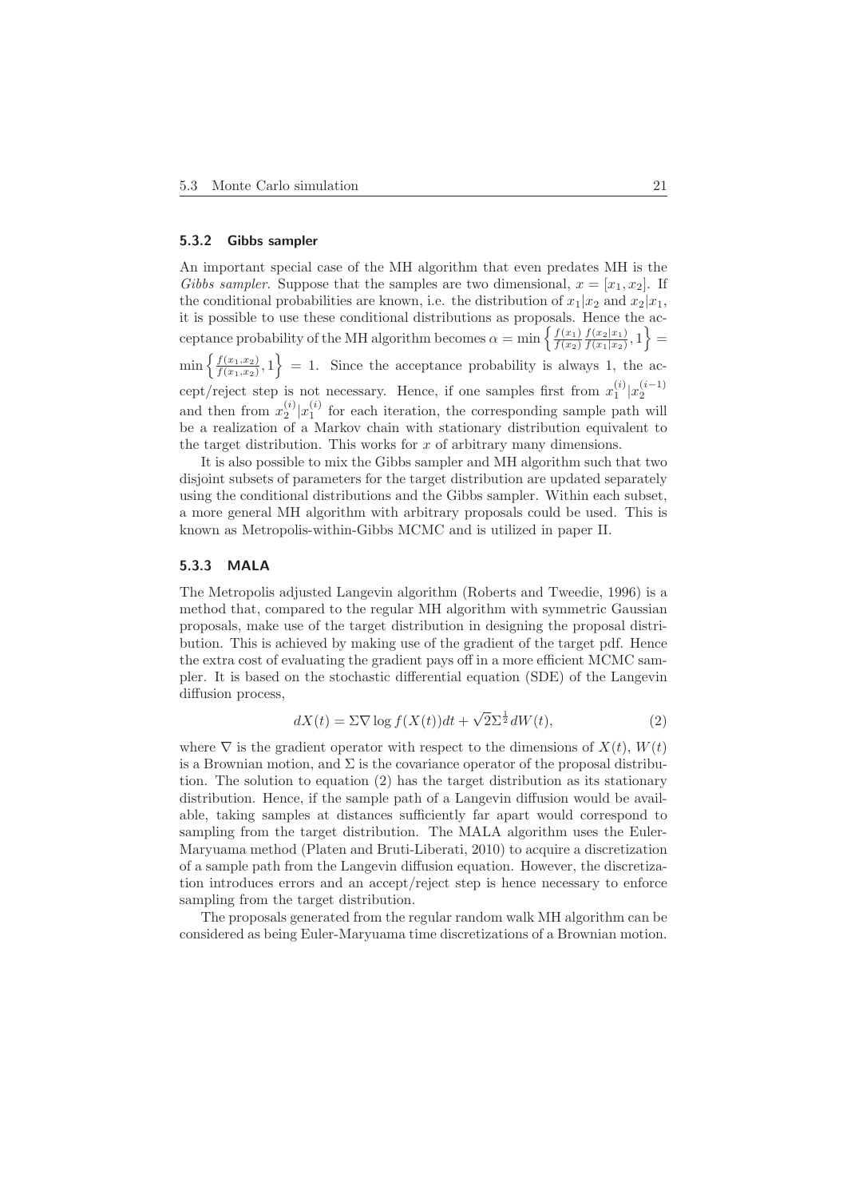### 5.3.2 Gibbs sampler

An important special case of the MH algorithm that even predates MH is the *Gibbs sampler*. Suppose that the samples are two dimensional, $x = [x_1, x_2]$. If the conditional probabilities are known, i.e. the distribution of $x_1|x_2$ and $x_2|x_1$, it is possible to use these conditional distributions as proposals. Hence the acceptance probability of the MH algorithm becomes $\alpha = \min\left\{\frac{f(x_1)}{f(x_2)}\frac{f(x_2|x_1)}{f(x_1|x_2)}, 1\right\} = \min\left\{\frac{f(x_1,x_2)}{f(x_1,x_2)}, 1\right\} = 1$. Since the acceptance probability is always 1, the accept/reject step is not necessary. Hence, if one samples first from $x_1^{(i)}|x_2^{(i-1)}$ and then from $x_2^{(i)}|x_1^{(i)}$ for each iteration, the corresponding sample path will be a realization of a Markov chain with stationary distribution equivalent to the target distribution. This works for $x$ of arbitrary many dimensions.

It is also possible to mix the Gibbs sampler and MH algorithm such that two disjoint subsets of parameters for the target distribution are updated separately using the conditional distributions and the Gibbs sampler. Within each subset, a more general MH algorithm with arbitrary proposals could be used. This is known as Metropolis-within-Gibbs MCMC and is utilized in paper II.

### 5.3.3 MALA

The Metropolis adjusted Langevin algorithm (Roberts and Tweedie, 1996) is a method that, compared to the regular MH algorithm with symmetric Gaussian proposals, make use of the target distribution in designing the proposal distribution. This is achieved by making use of the gradient of the target pdf. Hence the extra cost of evaluating the gradient pays off in a more efficient MCMC sampler. It is based on the stochastic differential equation (SDE) of the Langevin diffusion process,

$$dX(t) = \Sigma \nabla \log f(X(t))dt + \sqrt{2}\Sigma^{\frac{1}{2}}dW(t), \tag{2}$$

where $\nabla$ is the gradient operator with respect to the dimensions of $X(t)$, $W(t)$ is a Brownian motion, and $\Sigma$ is the covariance operator of the proposal distribution. The solution to equation (2) has the target distribution as its stationary distribution. Hence, if the sample path of a Langevin diffusion would be available, taking samples at distances sufficiently far apart would correspond to sampling from the target distribution. The MALA algorithm uses the Euler-Maryuama method (Platen and Bruti-Liberati, 2010) to acquire a discretization of a sample path from the Langevin diffusion equation. However, the discretization introduces errors and an accept/reject step is hence necessary to enforce sampling from the target distribution.

The proposals generated from the regular random walk MH algorithm can be considered as being Euler-Maryuama time discretizations of a Brownian motion.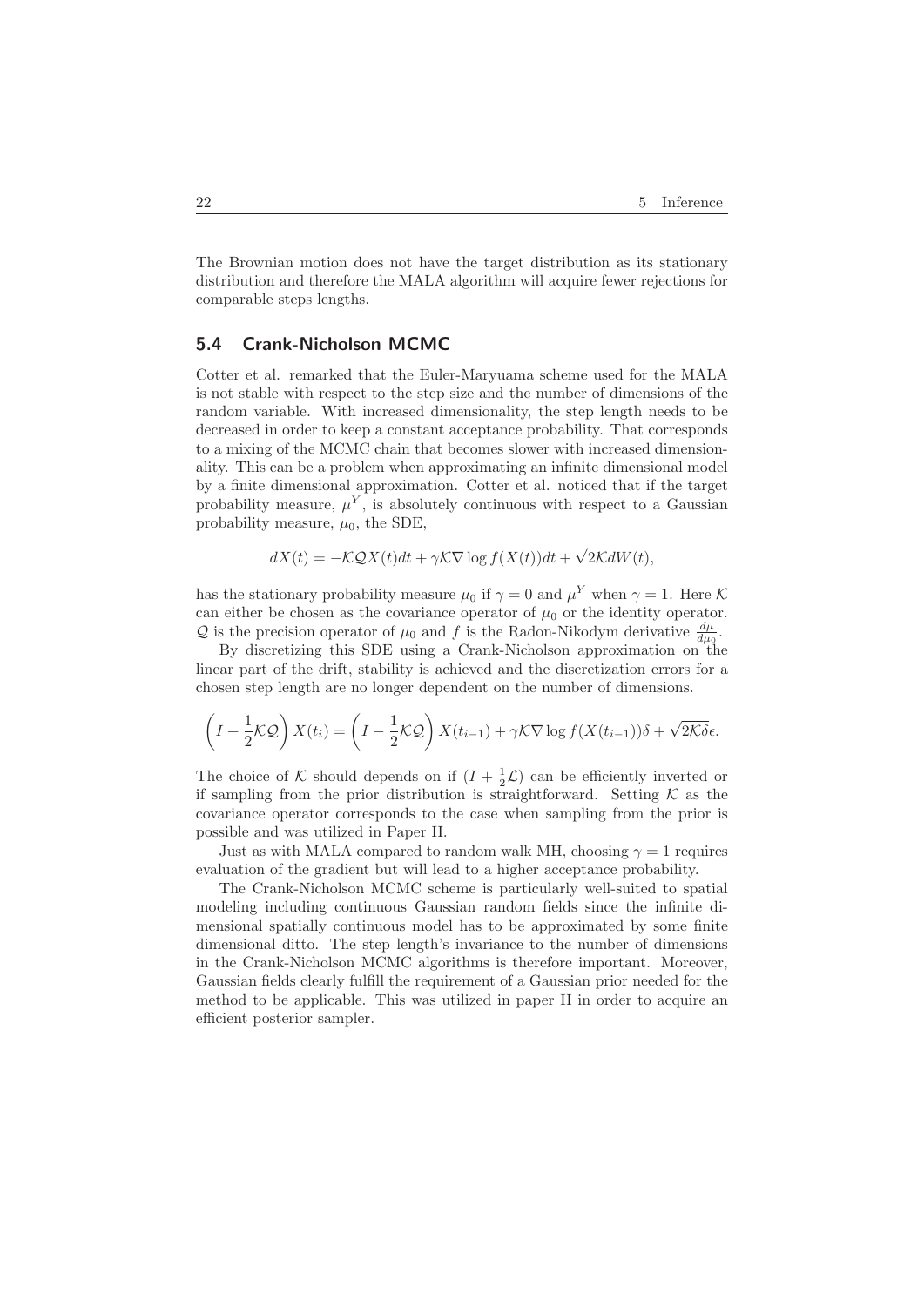The Brownian motion does not have the target distribution as its stationary distribution and therefore the MALA algorithm will acquire fewer rejections for comparable steps lengths.

## 5.4 Crank-Nicholson MCMC

Cotter et al. remarked that the Euler-Maryuama scheme used for the MALA is not stable with respect to the step size and the number of dimensions of the random variable. With increased dimensionality, the step length needs to be decreased in order to keep a constant acceptance probability. That corresponds to a mixing of the MCMC chain that becomes slower with increased dimensionality. This can be a problem when approximating an infinite dimensional model by a finite dimensional approximation. Cotter et al. noticed that if the target probability measure, $\mu^Y$, is absolutely continuous with respect to a Gaussian probability measure, $\mu_0$, the SDE,

$$dX(t) = -\mathcal{K}\mathcal{Q}X(t)dt + \gamma\mathcal{K}\nabla \log f(X(t))dt + \sqrt{2\mathcal{K}}dW(t),$$

has the stationary probability measure $\mu_0$ if $\gamma = 0$ and $\mu^Y$ when $\gamma = 1$. Here $\mathcal{K}$ can either be chosen as the covariance operator of $\mu_0$ or the identity operator. $\mathcal{Q}$ is the precision operator of $\mu_0$ and $f$ is the Radon-Nikodym derivative $\frac{d\mu}{d\mu_0}$.

By discretizing this SDE using a Crank-Nicholson approximation on the linear part of the drift, stability is achieved and the discretization errors for a chosen step length are no longer dependent on the number of dimensions.

$$\left(I + \frac{1}{2}\mathcal{K}\mathcal{Q}\right)X(t_i) = \left(I - \frac{1}{2}\mathcal{K}\mathcal{Q}\right)X(t_{i-1}) + \gamma\mathcal{K}\nabla \log f(X(t_{i-1}))\delta + \sqrt{2\mathcal{K}\delta}\epsilon.$$

The choice of $\mathcal{K}$ should depends on if $(I + \frac{1}{2}\mathcal{L})$ can be efficiently inverted or if sampling from the prior distribution is straightforward. Setting $\mathcal{K}$ as the covariance operator corresponds to the case when sampling from the prior is possible and was utilized in Paper II.

Just as with MALA compared to random walk MH, choosing $\gamma = 1$ requires evaluation of the gradient but will lead to a higher acceptance probability.

The Crank-Nicholson MCMC scheme is particularly well-suited to spatial modeling including continuous Gaussian random fields since the infinite dimensional spatially continuous model has to be approximated by some finite dimensional ditto. The step length's invariance to the number of dimensions in the Crank-Nicholson MCMC algorithms is therefore important. Moreover, Gaussian fields clearly fulfill the requirement of a Gaussian prior needed for the method to be applicable. This was utilized in paper II in order to acquire an efficient posterior sampler.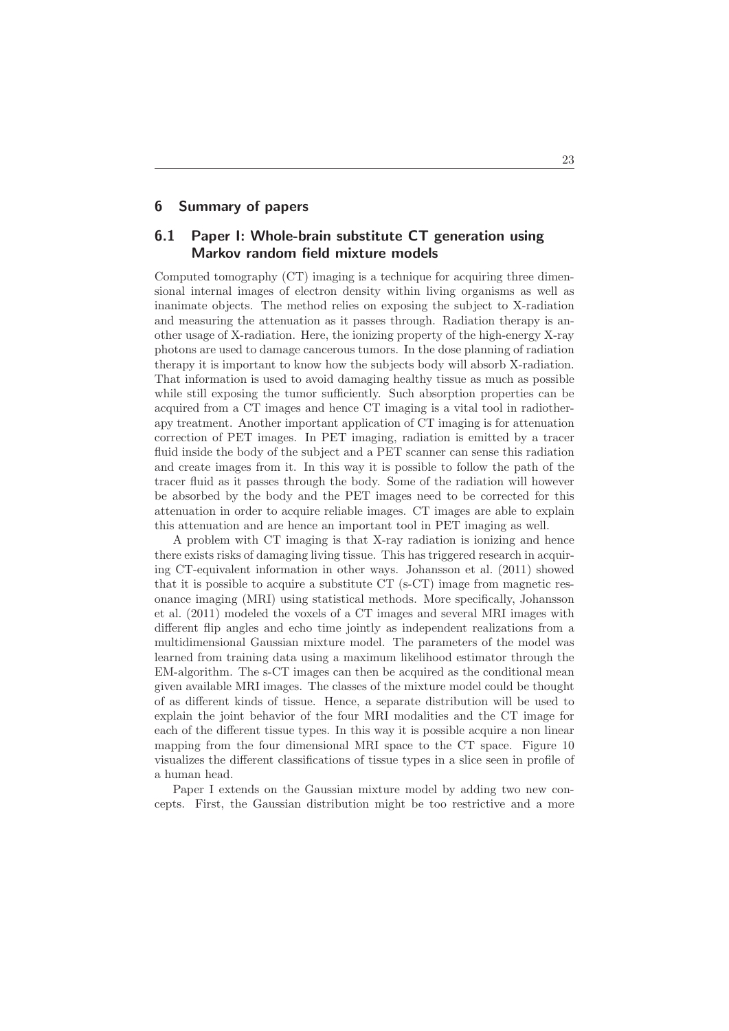## 6 Summary of papers

### 6.1 Paper I: Whole-brain substitute CT generation using Markov random field mixture models

Computed tomography (CT) imaging is a technique for acquiring three dimensional internal images of electron density within living organisms as well as inanimate objects. The method relies on exposing the subject to X-radiation and measuring the attenuation as it passes through. Radiation therapy is another usage of X-radiation. Here, the ionizing property of the high-energy X-ray photons are used to damage cancerous tumors. In the dose planning of radiation therapy it is important to know how the subjects body will absorb X-radiation. That information is used to avoid damaging healthy tissue as much as possible while still exposing the tumor sufficiently. Such absorption properties can be acquired from a CT images and hence CT imaging is a vital tool in radiotherapy treatment. Another important application of CT imaging is for attenuation correction of PET images. In PET imaging, radiation is emitted by a tracer fluid inside the body of the subject and a PET scanner can sense this radiation and create images from it. In this way it is possible to follow the path of the tracer fluid as it passes through the body. Some of the radiation will however be absorbed by the body and the PET images need to be corrected for this attenuation in order to acquire reliable images. CT images are able to explain this attenuation and are hence an important tool in PET imaging as well.

A problem with CT imaging is that X-ray radiation is ionizing and hence there exists risks of damaging living tissue. This has triggered research in acquiring CT-equivalent information in other ways. Johansson et al. (2011) showed that it is possible to acquire a substitute CT (s-CT) image from magnetic resonance imaging (MRI) using statistical methods. More specifically, Johansson et al. (2011) modeled the voxels of a CT images and several MRI images with different flip angles and echo time jointly as independent realizations from a multidimensional Gaussian mixture model. The parameters of the model was learned from training data using a maximum likelihood estimator through the EM-algorithm. The s-CT images can then be acquired as the conditional mean given available MRI images. The classes of the mixture model could be thought of as different kinds of tissue. Hence, a separate distribution will be used to explain the joint behavior of the four MRI modalities and the CT image for each of the different tissue types. In this way it is possible acquire a non linear mapping from the four dimensional MRI space to the CT space. Figure 10 visualizes the different classifications of tissue types in a slice seen in profile of a human head.

Paper I extends on the Gaussian mixture model by adding two new concepts. First, the Gaussian distribution might be too restrictive and a more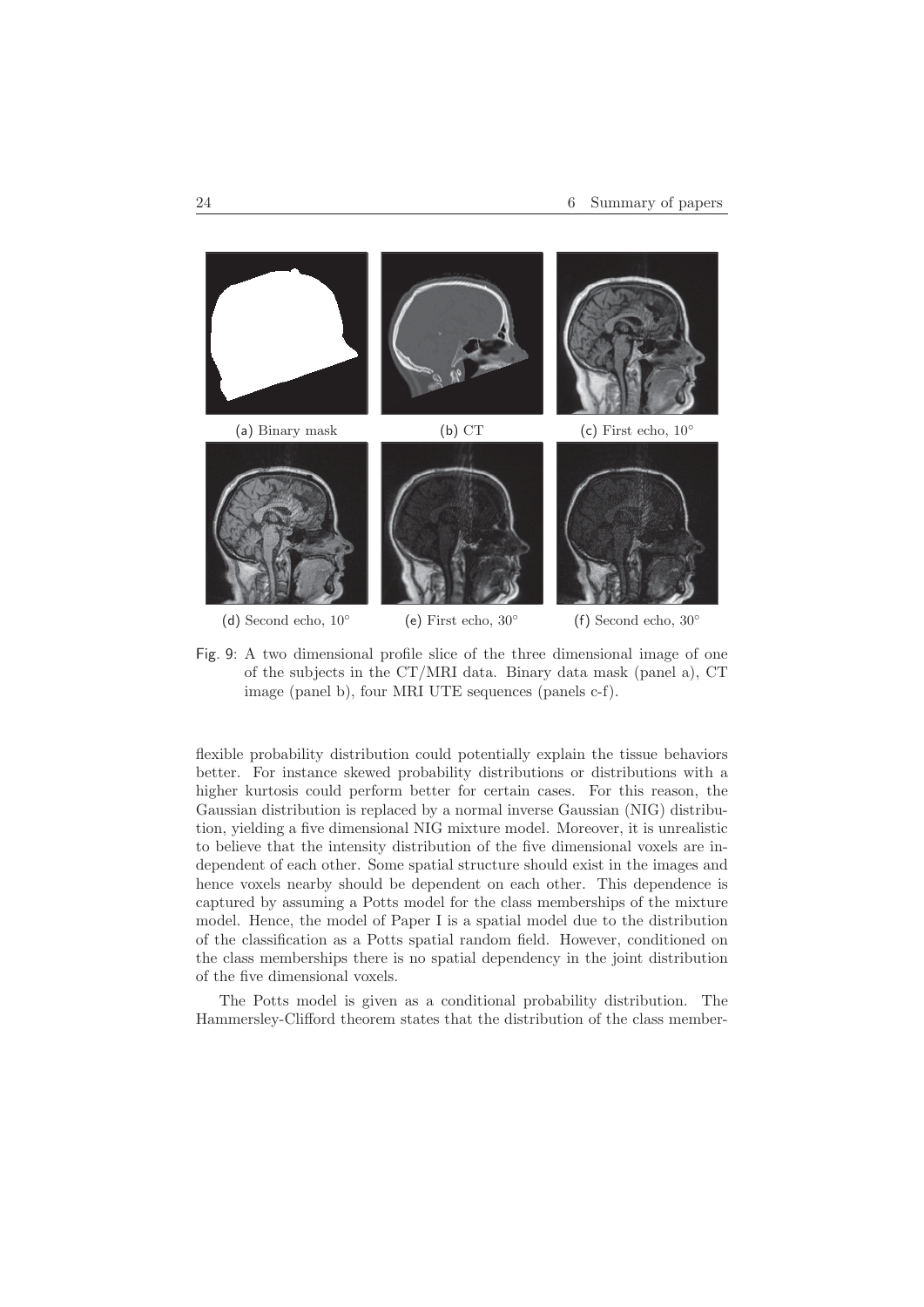(a) Binary mask

(b) CT

(c) First echo, $10^\circ$

(d) Second echo, $10^\circ$

(e) First echo, $30^\circ$

(f) Second echo, $30^\circ$

Fig. 9: A two dimensional profile slice of the three dimensional image of one of the subjects in the CT/MRI data. Binary data mask (panel a), CT image (panel b), four MRI UTE sequences (panels c-f).

flexible probability distribution could potentially explain the tissue behaviors better. For instance skewed probability distributions or distributions with a higher kurtosis could perform better for certain cases. For this reason, the Gaussian distribution is replaced by a normal inverse Gaussian (NIG) distribution, yielding a five dimensional NIG mixture model. Moreover, it is unrealistic to believe that the intensity distribution of the five dimensional voxels are independent of each other. Some spatial structure should exist in the images and hence voxels nearby should be dependent on each other. This dependence is captured by assuming a Potts model for the class memberships of the mixture model. Hence, the model of Paper I is a spatial model due to the distribution of the classification as a Potts spatial random field. However, conditioned on the class memberships there is no spatial dependency in the joint distribution of the five dimensional voxels.

The Potts model is given as a conditional probability distribution. The Hammersley-Clifford theorem states that the distribution of the class member-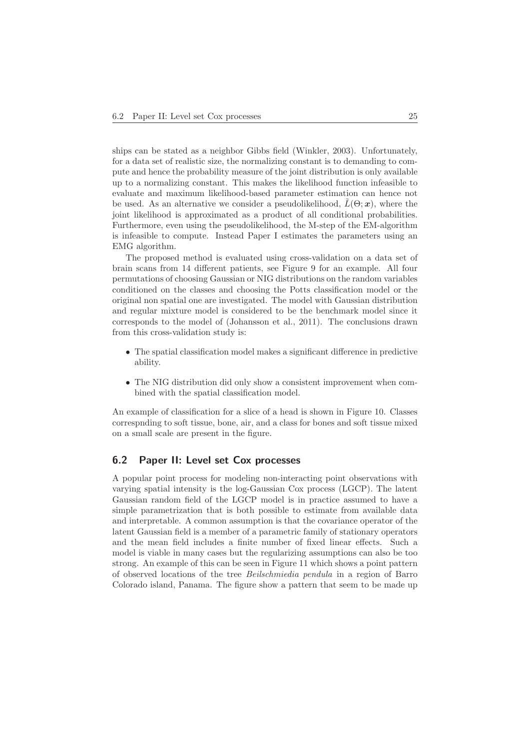ships can be stated as a neighbor Gibbs field (Winkler, 2003). Unfortunately, for a data set of realistic size, the normalizing constant is to demanding to compute and hence the probability measure of the joint distribution is only available up to a normalizing constant. This makes the likelihood function infeasible to evaluate and maximum likelihood-based parameter estimation can hence not be used. As an alternative we consider a pseudolikelihood, $\tilde{L}(\Theta; \boldsymbol{x})$, where the joint likelihood is approximated as a product of all conditional probabilities. Furthermore, even using the pseudolikelihood, the M-step of the EM-algorithm is infeasible to compute. Instead Paper I estimates the parameters using an EMG algorithm.

The proposed method is evaluated using cross-validation on a data set of brain scans from 14 different patients, see Figure 9 for an example. All four permutations of choosing Gaussian or NIG distributions on the random variables conditioned on the classes and choosing the Potts classification model or the original non spatial one are investigated. The model with Gaussian distribution and regular mixture model is considered to be the benchmark model since it corresponds to the model of (Johansson et al., 2011). The conclusions drawn from this cross-validation study is:

- The spatial classification model makes a significant difference in predictive ability.
- The NIG distribution did only show a consistent improvement when combined with the spatial classification model.

An example of classification for a slice of a head is shown in Figure 10. Classes correspnding to soft tissue, bone, air, and a class for bones and soft tissue mixed on a small scale are present in the figure.

## 6.2 Paper II: Level set Cox processes

A popular point process for modeling non-interacting point observations with varying spatial intensity is the log-Gaussian Cox process (LGCP). The latent Gaussian random field of the LGCP model is in practice assumed to have a simple parametrization that is both possible to estimate from available data and interpretable. A common assumption is that the covariance operator of the latent Gaussian field is a member of a parametric family of stationary operators and the mean field includes a finite number of fixed linear effects. Such a model is viable in many cases but the regularizing assumptions can also be too strong. An example of this can be seen in Figure 11 which shows a point pattern of observed locations of the tree *Beilschmiedia pendula* in a region of Barro Colorado island, Panama. The figure show a pattern that seem to be made up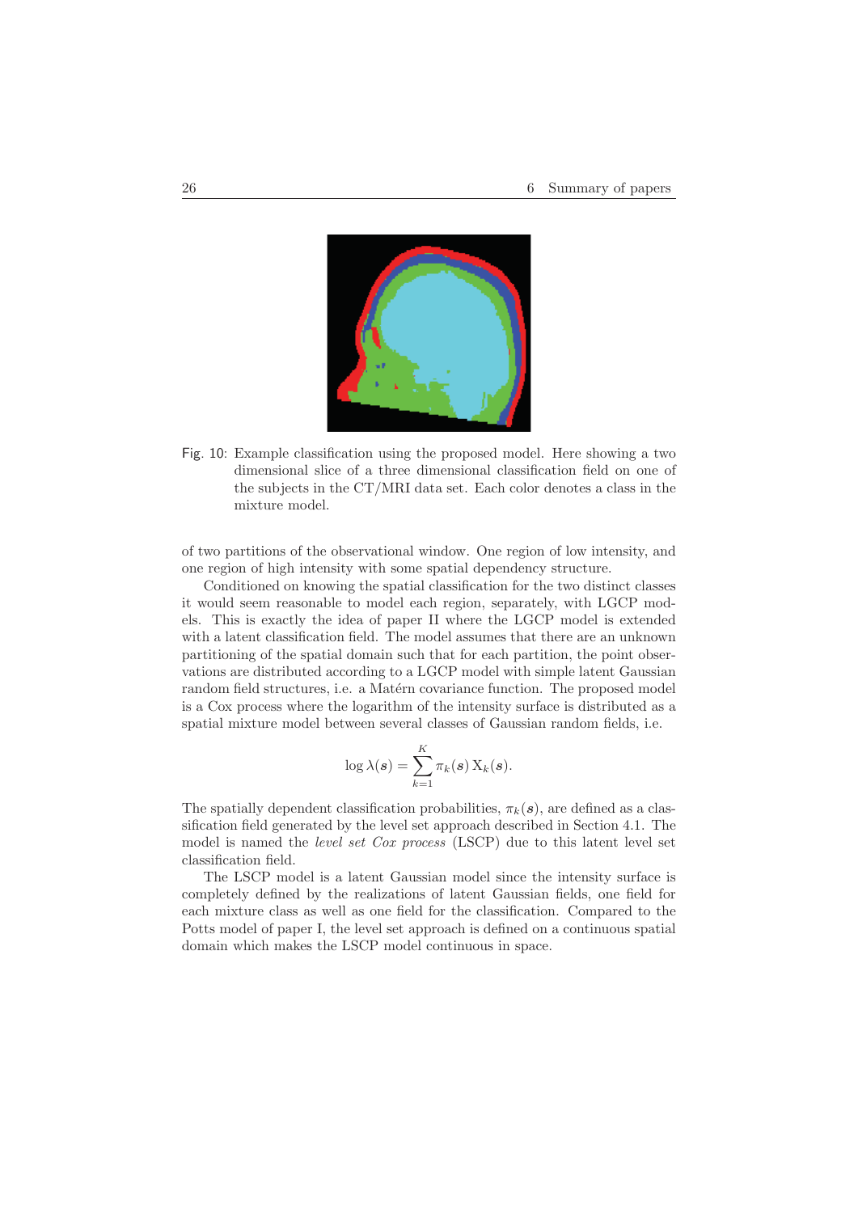Fig. 10: Example classification using the proposed model. Here showing a two dimensional slice of a three dimensional classification field on one of the subjects in the CT/MRI data set. Each color denotes a class in the mixture model.

of two partitions of the observational window. One region of low intensity, and one region of high intensity with some spatial dependency structure.

Conditioned on knowing the spatial classification for the two distinct classes it would seem reasonable to model each region, separately, with LGCP models. This is exactly the idea of paper II where the LGCP model is extended with a latent classification field. The model assumes that there are an unknown partitioning of the spatial domain such that for each partition, the point observations are distributed according to a LGCP model with simple latent Gaussian random field structures, i.e. a Matérn covariance function. The proposed model is a Cox process where the logarithm of the intensity surface is distributed as a spatial mixture model between several classes of Gaussian random fields, i.e.

$$\log \lambda(\boldsymbol{s}) = \sum_{k=1}^{K} \pi_k(\boldsymbol{s}) \, \mathrm{X}_k(\boldsymbol{s}).$$

The spatially dependent classification probabilities, $\pi_k(\boldsymbol{s})$, are defined as a classification field generated by the level set approach described in Section 4.1. The model is named the *level set Cox process* (LSCP) due to this latent level set classification field.

The LSCP model is a latent Gaussian model since the intensity surface is completely defined by the realizations of latent Gaussian fields, one field for each mixture class as well as one field for the classification. Compared to the Potts model of paper I, the level set approach is defined on a continuous spatial domain which makes the LSCP model continuous in space.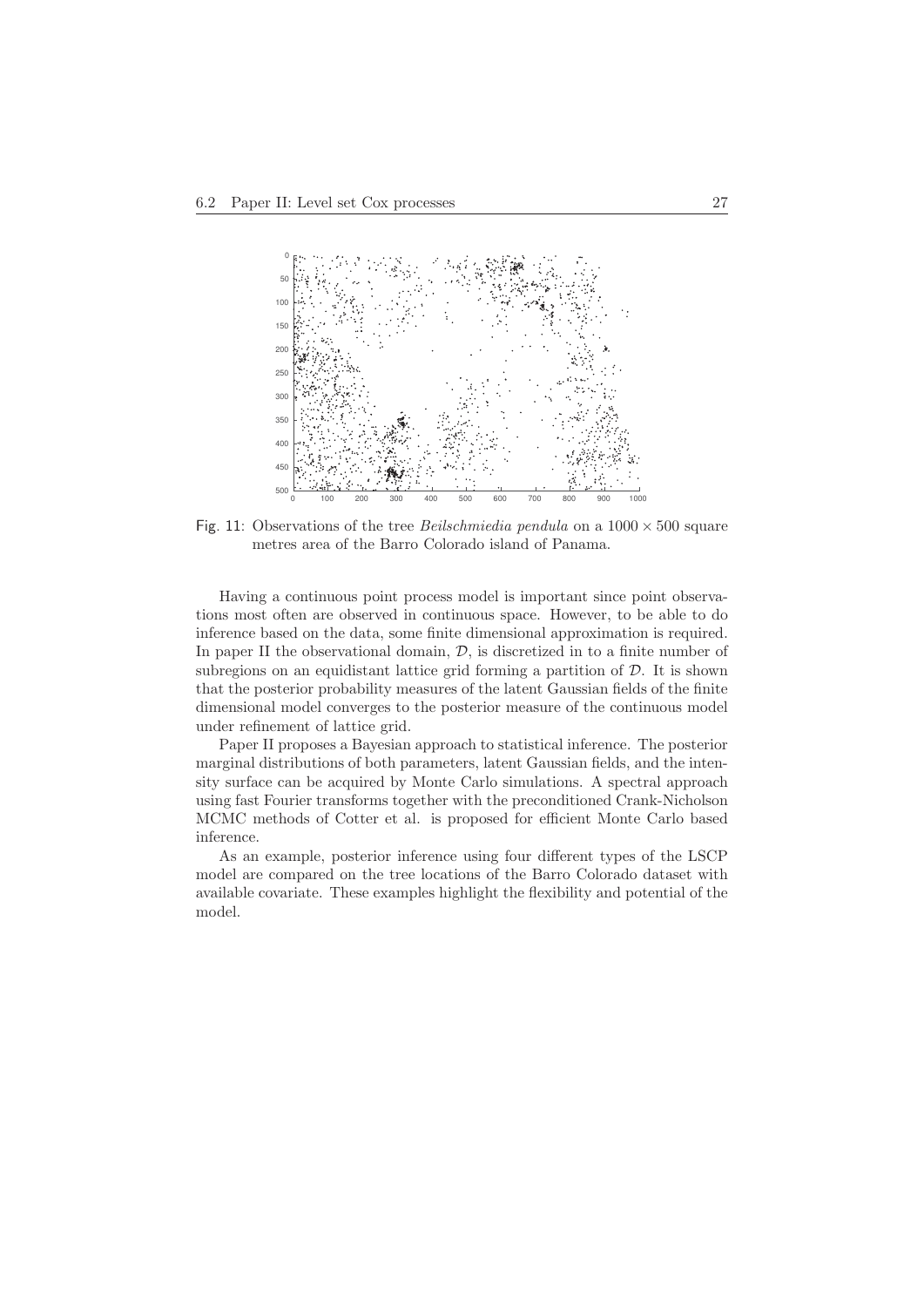Fig. 11: Observations of the tree *Beilschmiedia pendula* on a $1000 \times 500$ square metres area of the Barro Colorado island of Panama.

Having a continuous point process model is important since point observations most often are observed in continuous space. However, to be able to do inference based on the data, some finite dimensional approximation is required. In paper II the observational domain, $\mathcal{D}$, is discretized in to a finite number of subregions on an equidistant lattice grid forming a partition of $\mathcal{D}$. It is shown that the posterior probability measures of the latent Gaussian fields of the finite dimensional model converges to the posterior measure of the continuous model under refinement of lattice grid.

Paper II proposes a Bayesian approach to statistical inference. The posterior marginal distributions of both parameters, latent Gaussian fields, and the intensity surface can be acquired by Monte Carlo simulations. A spectral approach using fast Fourier transforms together with the preconditioned Crank-Nicholson MCMC methods of Cotter et al. is proposed for efficient Monte Carlo based inference.

As an example, posterior inference using four different types of the LSCP model are compared on the tree locations of the Barro Colorado dataset with available covariate. These examples highlight the flexibility and potential of the model.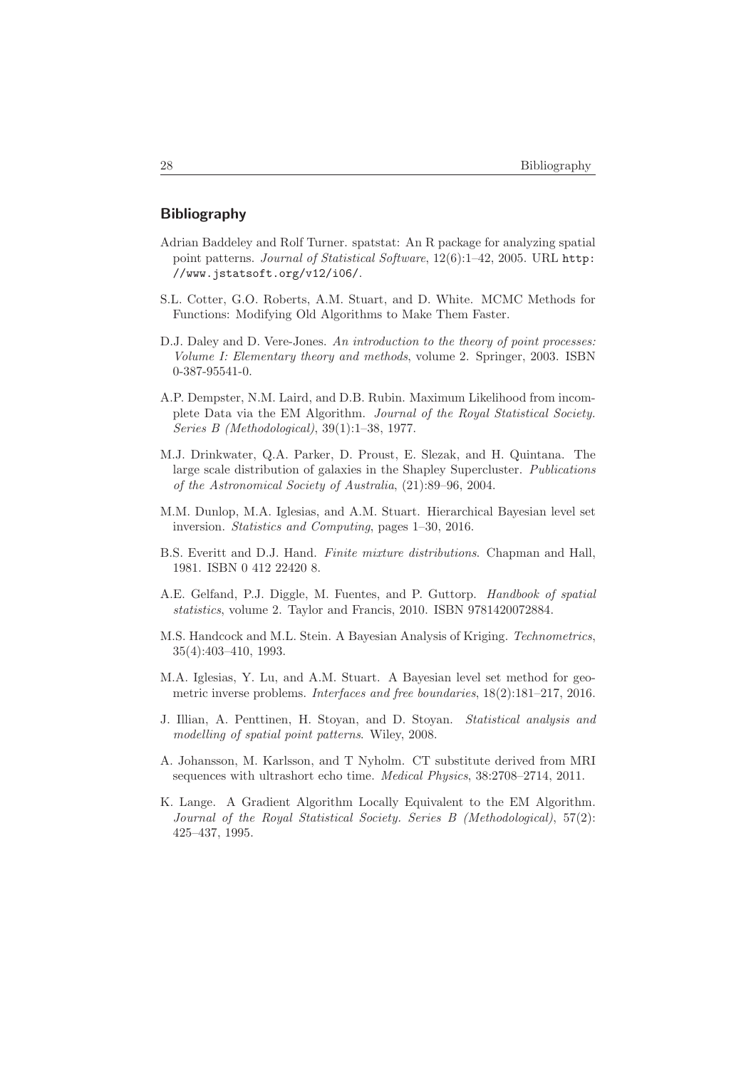## Bibliography

Adrian Baddeley and Rolf Turner. spatstat: An R package for analyzing spatial point patterns. *Journal of Statistical Software*, 12(6):1–42, 2005. URL `http://www.jstatsoft.org/v12/i06/`.

S.L. Cotter, G.O. Roberts, A.M. Stuart, and D. White. MCMC Methods for Functions: Modifying Old Algorithms to Make Them Faster.

D.J. Daley and D. Vere-Jones. *An introduction to the theory of point processes: Volume I: Elementary theory and methods*, volume 2. Springer, 2003. ISBN 0-387-95541-0.

A.P. Dempster, N.M. Laird, and D.B. Rubin. Maximum Likelihood from incomplete Data via the EM Algorithm. *Journal of the Royal Statistical Society. Series B (Methodological)*, 39(1):1–38, 1977.

M.J. Drinkwater, Q.A. Parker, D. Proust, E. Slezak, and H. Quintana. The large scale distribution of galaxies in the Shapley Supercluster. *Publications of the Astronomical Society of Australia*, (21):89–96, 2004.

M.M. Dunlop, M.A. Iglesias, and A.M. Stuart. Hierarchical Bayesian level set inversion. *Statistics and Computing*, pages 1–30, 2016.

B.S. Everitt and D.J. Hand. *Finite mixture distributions*. Chapman and Hall, 1981. ISBN 0 412 22420 8.

A.E. Gelfand, P.J. Diggle, M. Fuentes, and P. Guttorp. *Handbook of spatial statistics*, volume 2. Taylor and Francis, 2010. ISBN 9781420072884.

M.S. Handcock and M.L. Stein. A Bayesian Analysis of Kriging. *Technometrics*, 35(4):403–410, 1993.

M.A. Iglesias, Y. Lu, and A.M. Stuart. A Bayesian level set method for geometric inverse problems. *Interfaces and free boundaries*, 18(2):181–217, 2016.

J. Illian, A. Penttinen, H. Stoyan, and D. Stoyan. *Statistical analysis and modelling of spatial point patterns*. Wiley, 2008.

A. Johansson, M. Karlsson, and T Nyholm. CT substitute derived from MRI sequences with ultrashort echo time. *Medical Physics*, 38:2708–2714, 2011.

K. Lange. A Gradient Algorithm Locally Equivalent to the EM Algorithm. *Journal of the Royal Statistical Society. Series B (Methodological)*, 57(2): 425–437, 1995.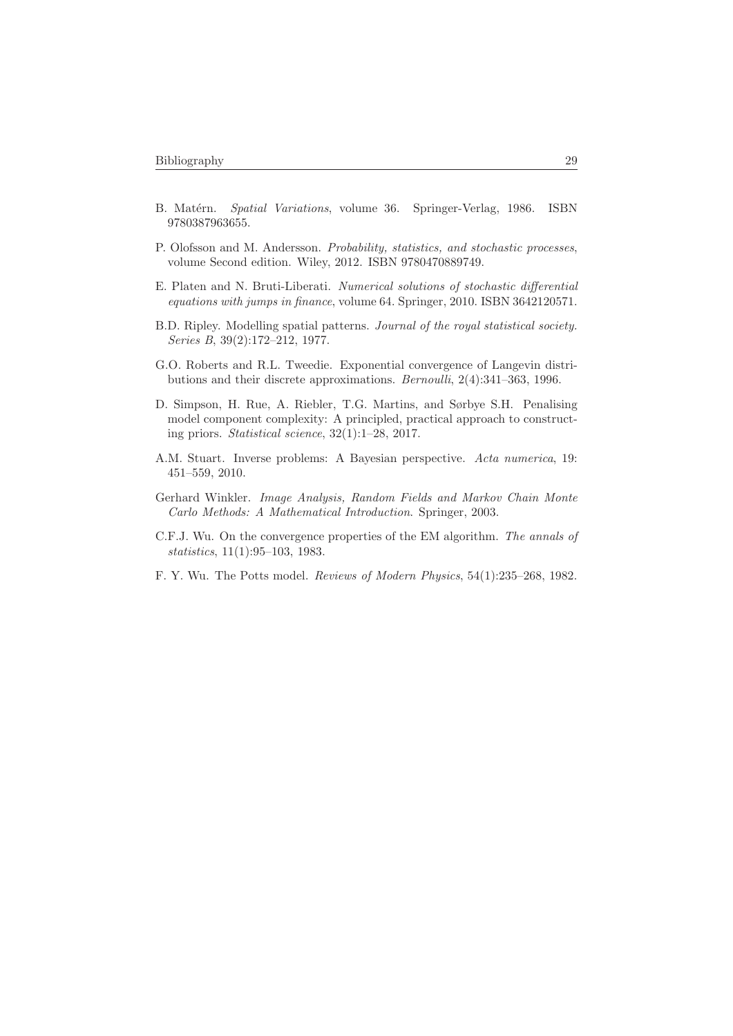B. Matérn. *Spatial Variations*, volume 36. Springer-Verlag, 1986. ISBN 9780387963655.

P. Olofsson and M. Andersson. *Probability, statistics, and stochastic processes*, volume Second edition. Wiley, 2012. ISBN 9780470889749.

E. Platen and N. Bruti-Liberati. *Numerical solutions of stochastic differential equations with jumps in finance*, volume 64. Springer, 2010. ISBN 3642120571.

B.D. Ripley. Modelling spatial patterns. *Journal of the royal statistical society. Series B*, 39(2):172–212, 1977.

G.O. Roberts and R.L. Tweedie. Exponential convergence of Langevin distributions and their discrete approximations. *Bernoulli*, 2(4):341–363, 1996.

D. Simpson, H. Rue, A. Riebler, T.G. Martins, and Sørbye S.H. Penalising model component complexity: A principled, practical approach to constructing priors. *Statistical science*, 32(1):1–28, 2017.

A.M. Stuart. Inverse problems: A Bayesian perspective. *Acta numerica*, 19: 451–559, 2010.

Gerhard Winkler. *Image Analysis, Random Fields and Markov Chain Monte Carlo Methods: A Mathematical Introduction*. Springer, 2003.

C.F.J. Wu. On the convergence properties of the EM algorithm. *The annals of statistics*, 11(1):95–103, 1983.

F. Y. Wu. The Potts model. *Reviews of Modern Physics*, 54(1):235–268, 1982.